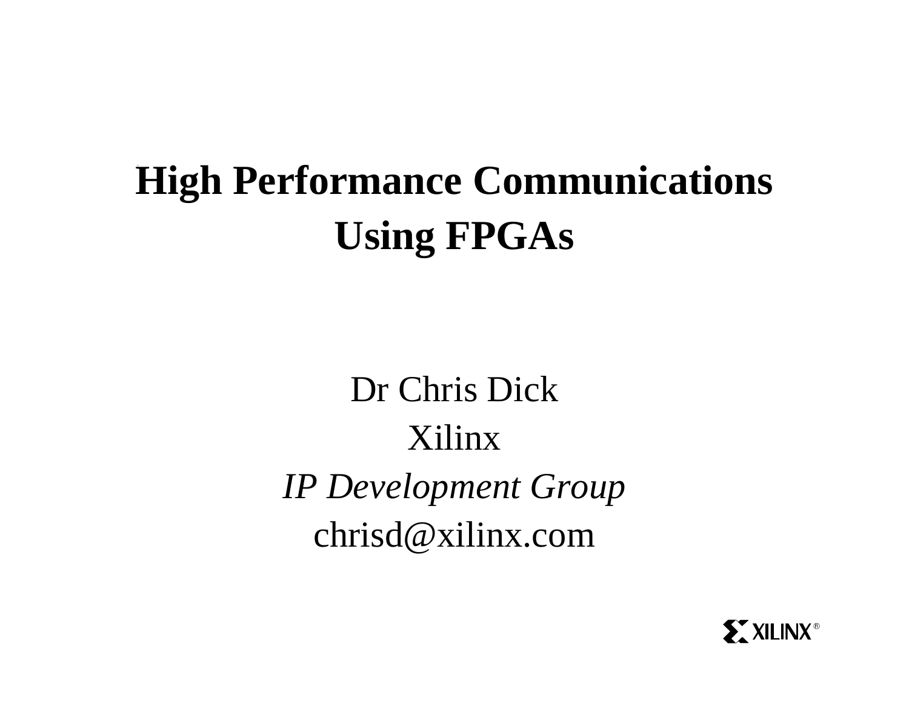# High Performance Communications Using FPGAs

Dr Chris Dick

Xilinx

*IP Development Group*

chrisd@xilinx.com

XILINX®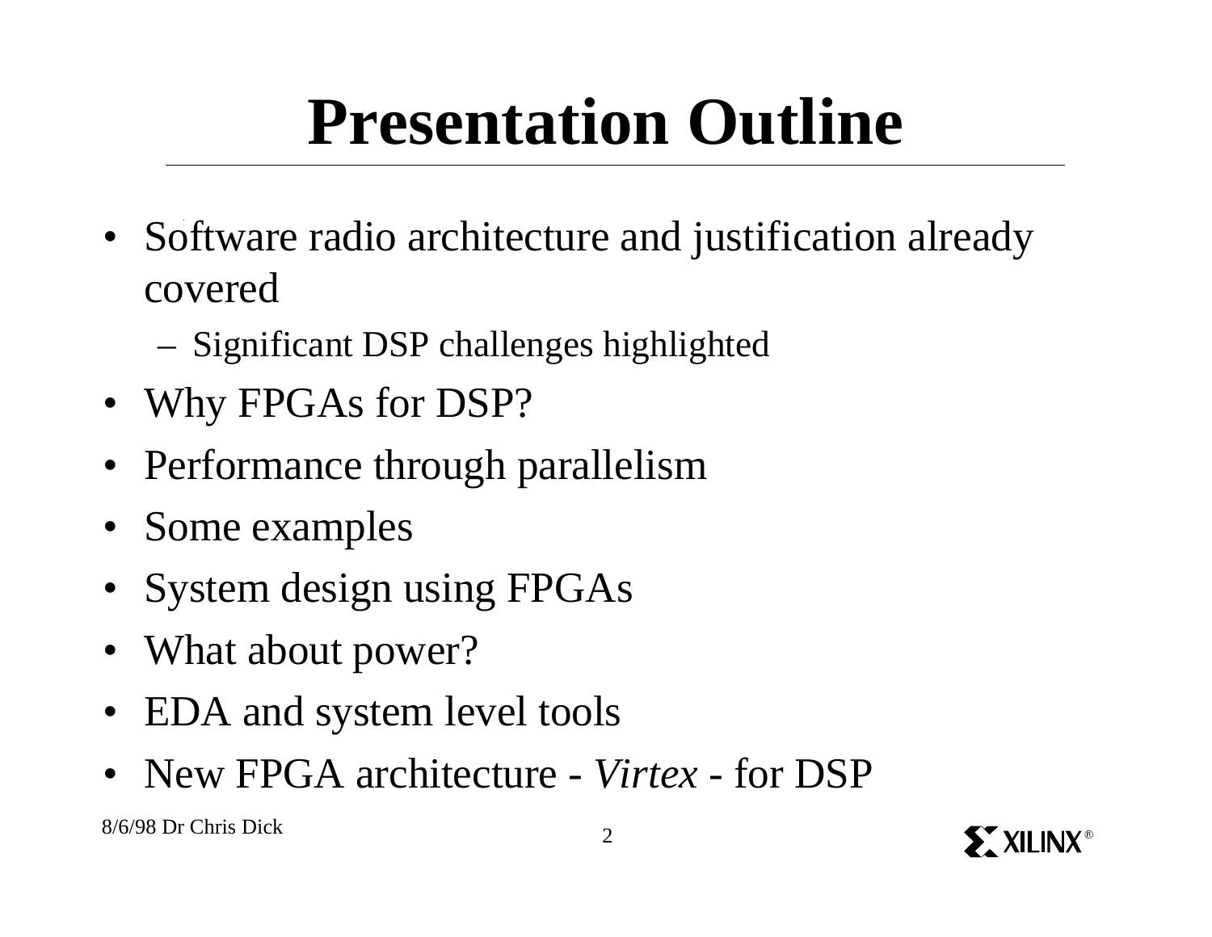# Presentation Outline

- Software radio architecture and justification already covered
  - Significant DSP challenges highlighted
- Why FPGAs for DSP?
- Performance through parallelism
- Some examples
- System design using FPGAs
- What about power?
- EDA and system level tools
- New FPGA architecture - *Virtex* - for DSP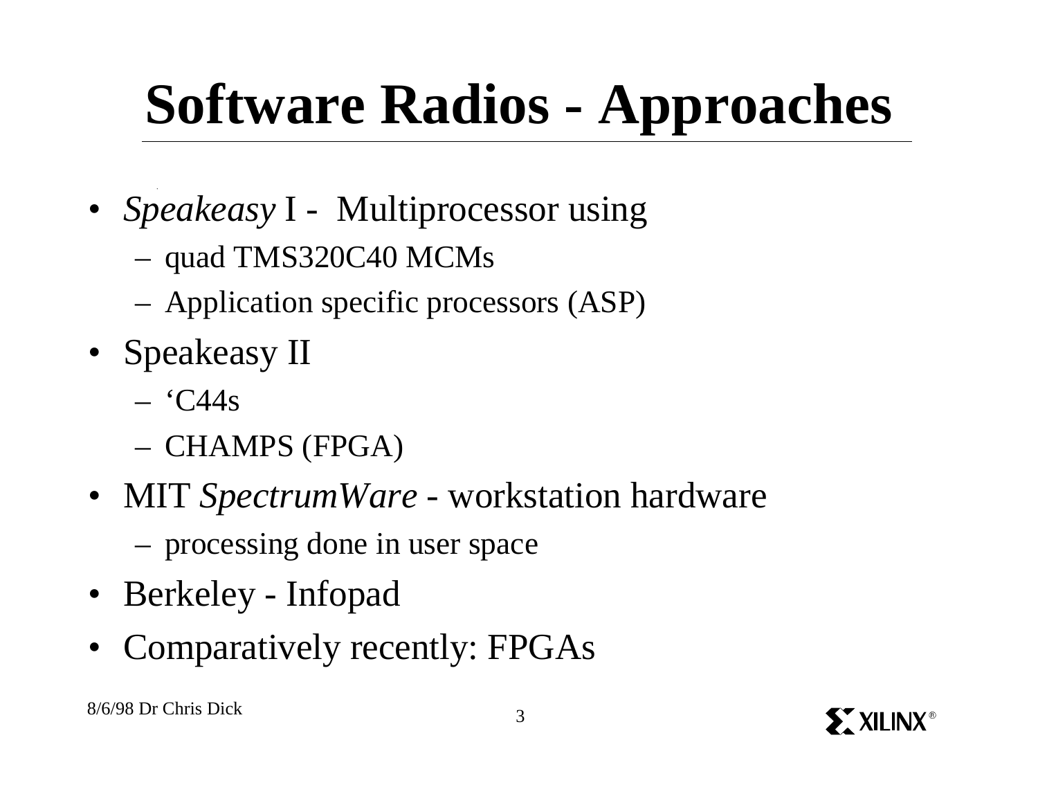# Software Radios - Approaches

- *Speakeasy* I - Multiprocessor using
  - quad TMS320C40 MCMs
  - Application specific processors (ASP)
- Speakeasy II
  - 'C44s
  - CHAMPS (FPGA)
- MIT *SpectrumWare* - workstation hardware
  - processing done in user space
- Berkeley - Infopad
- Comparatively recently: FPGAs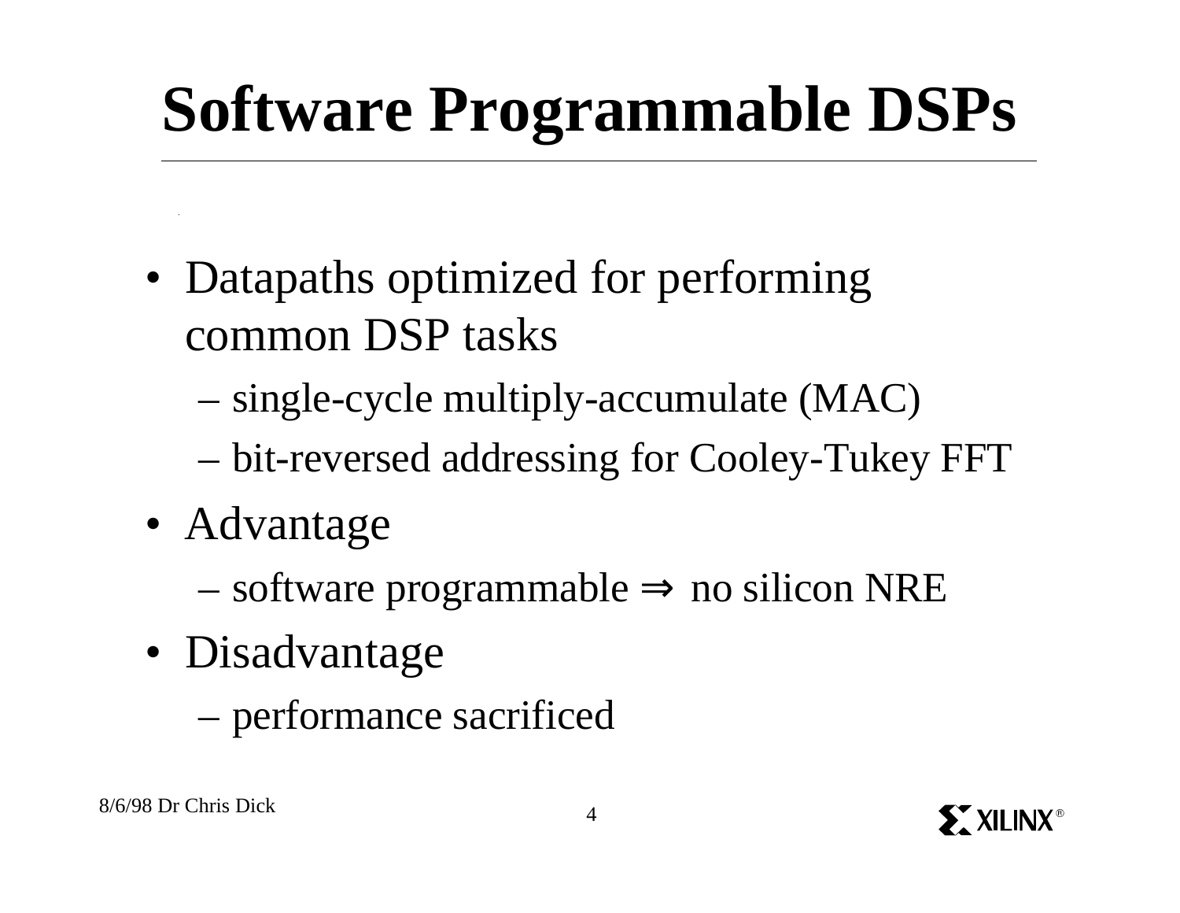# Software Programmable DSPs

- Datapaths optimized for performing common DSP tasks
  - single-cycle multiply-accumulate (MAC)
  - bit-reversed addressing for Cooley-Tukey FFT
- Advantage
  - software programmable $\Rightarrow$ no silicon NRE
- Disadvantage
  - performance sacrificed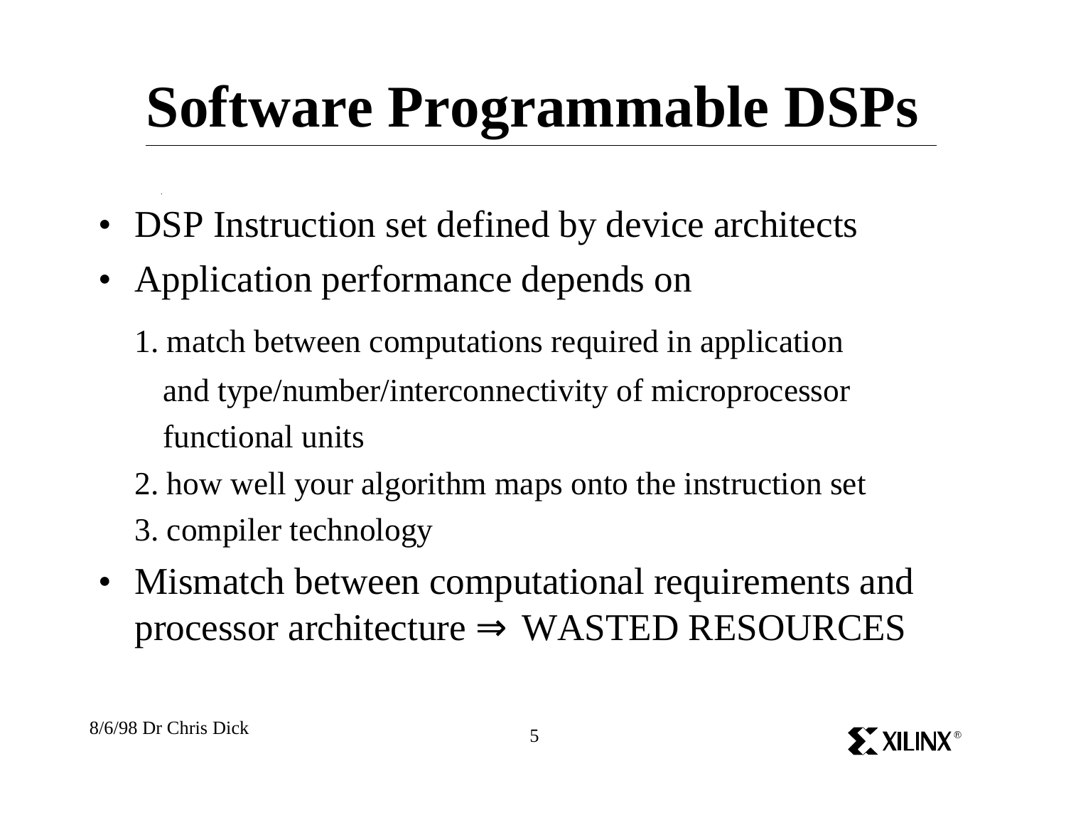# Software Programmable DSPs

- DSP Instruction set defined by device architects
- Application performance depends on

  1. match between computations required in application and type/number/interconnectivity of microprocessor functional units
  2. how well your algorithm maps onto the instruction set
  3. compiler technology

- Mismatch between computational requirements and processor architecture ⇒ WASTED RESOURCES

8/6/98 Dr Chris Dick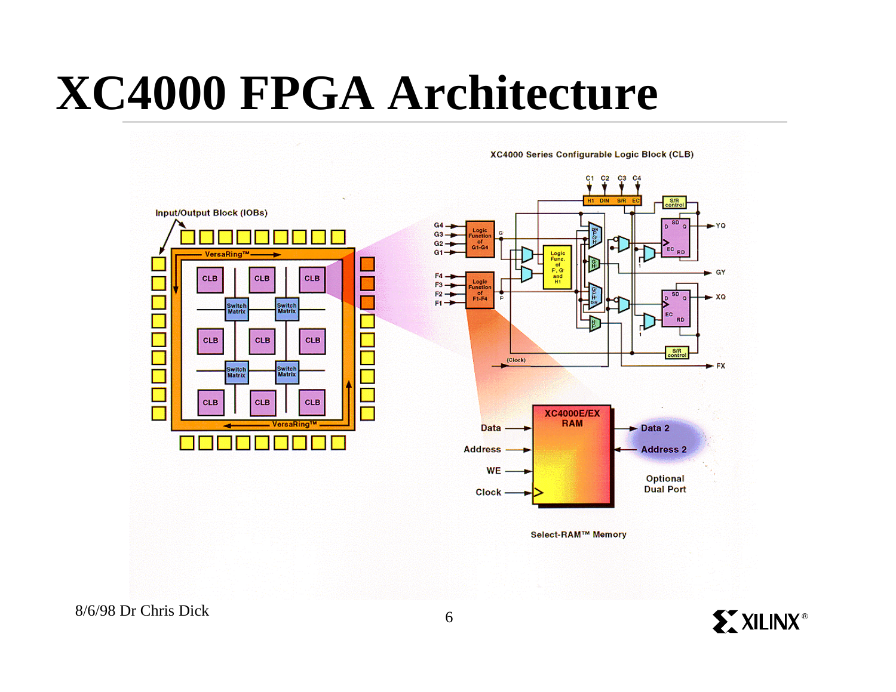# XC4000 FPGA Architecture

Input/Output Block (IOBs)

XC4000 Series Configurable Logic Block (CLB)

Select-RAM™ Memory

8/6/98 Dr Chris Dick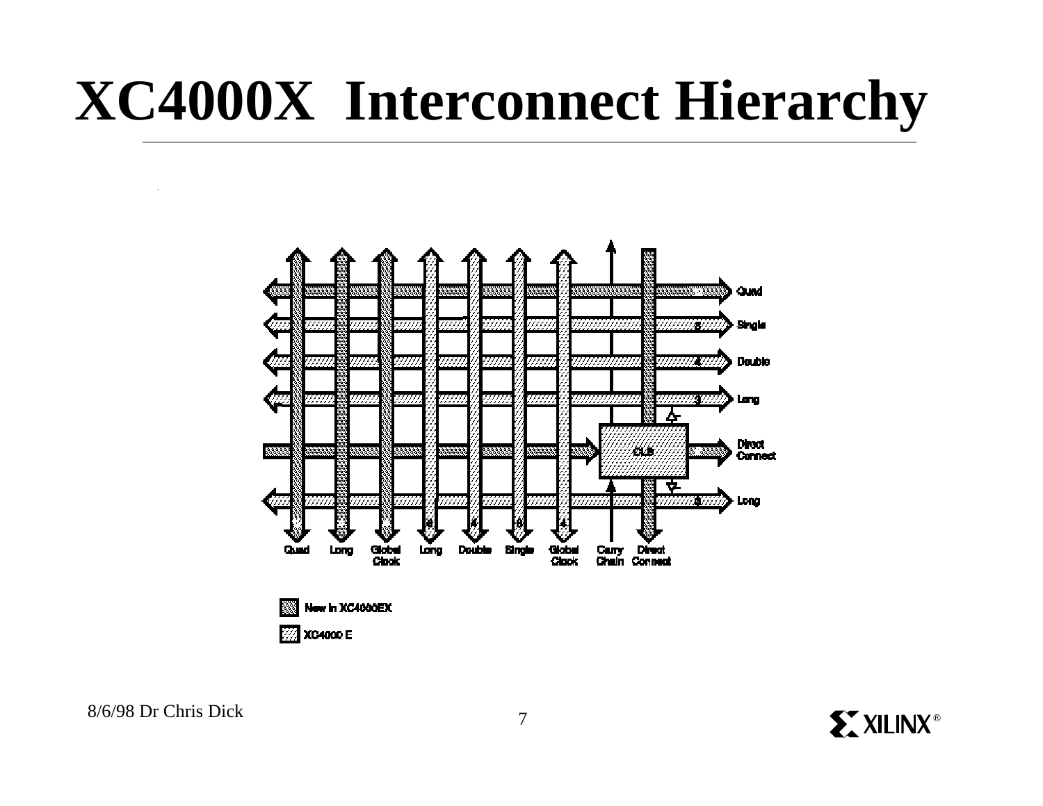# XC4000X Interconnect Hierarchy

Quad | Long | Global Clock | Long | Double | Single | Global Clock | Carry Chain | Direct Connect

Quad, Single, Double, Long, Direct Connect, Long

New in XC4000EX

XC4000 E

8/6/98 Dr Chris Dick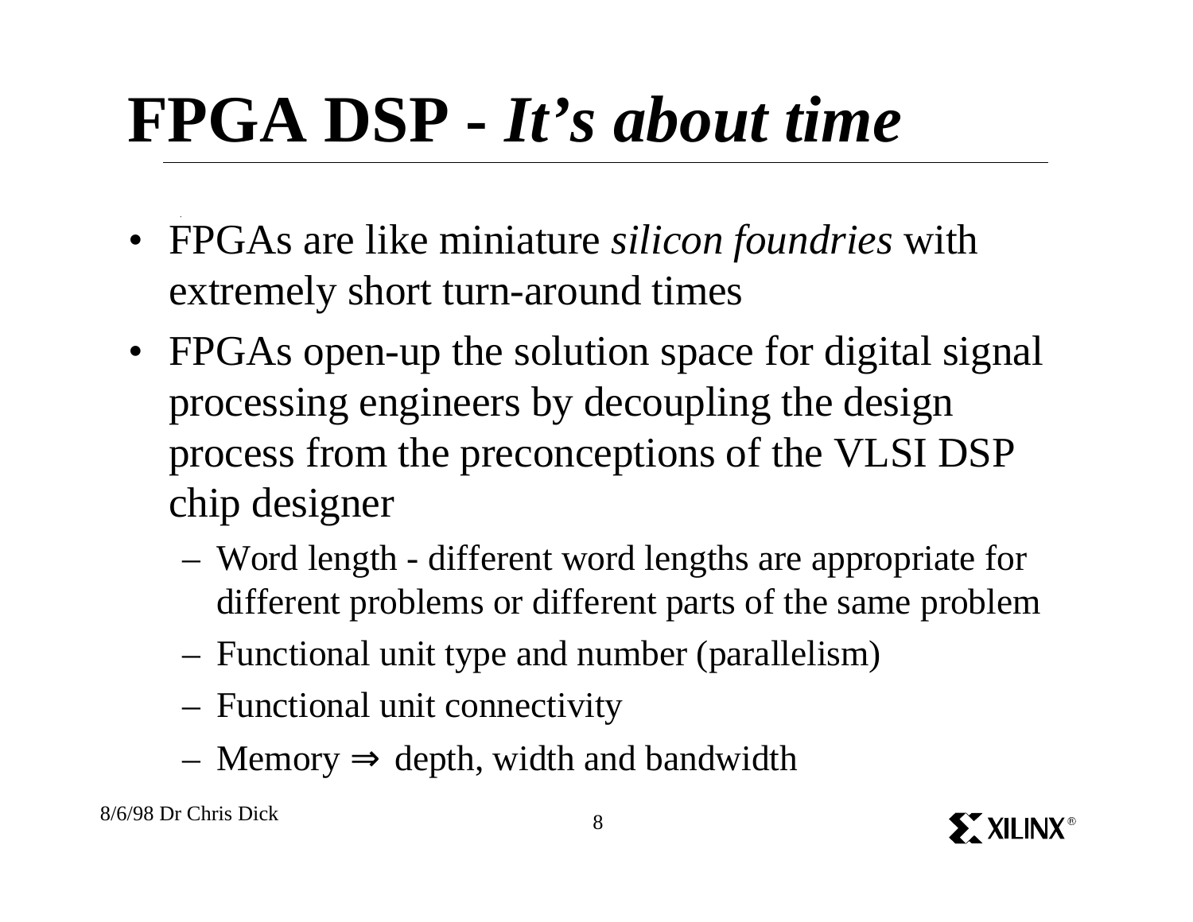# FPGA DSP - *It's about time*

- FPGAs are like miniature *silicon foundries* with extremely short turn-around times
- FPGAs open-up the solution space for digital signal processing engineers by decoupling the design process from the preconceptions of the VLSI DSP chip designer
  - Word length - different word lengths are appropriate for different problems or different parts of the same problem
  - Functional unit type and number (parallelism)
  - Functional unit connectivity
  - Memory $\Rightarrow$ depth, width and bandwidth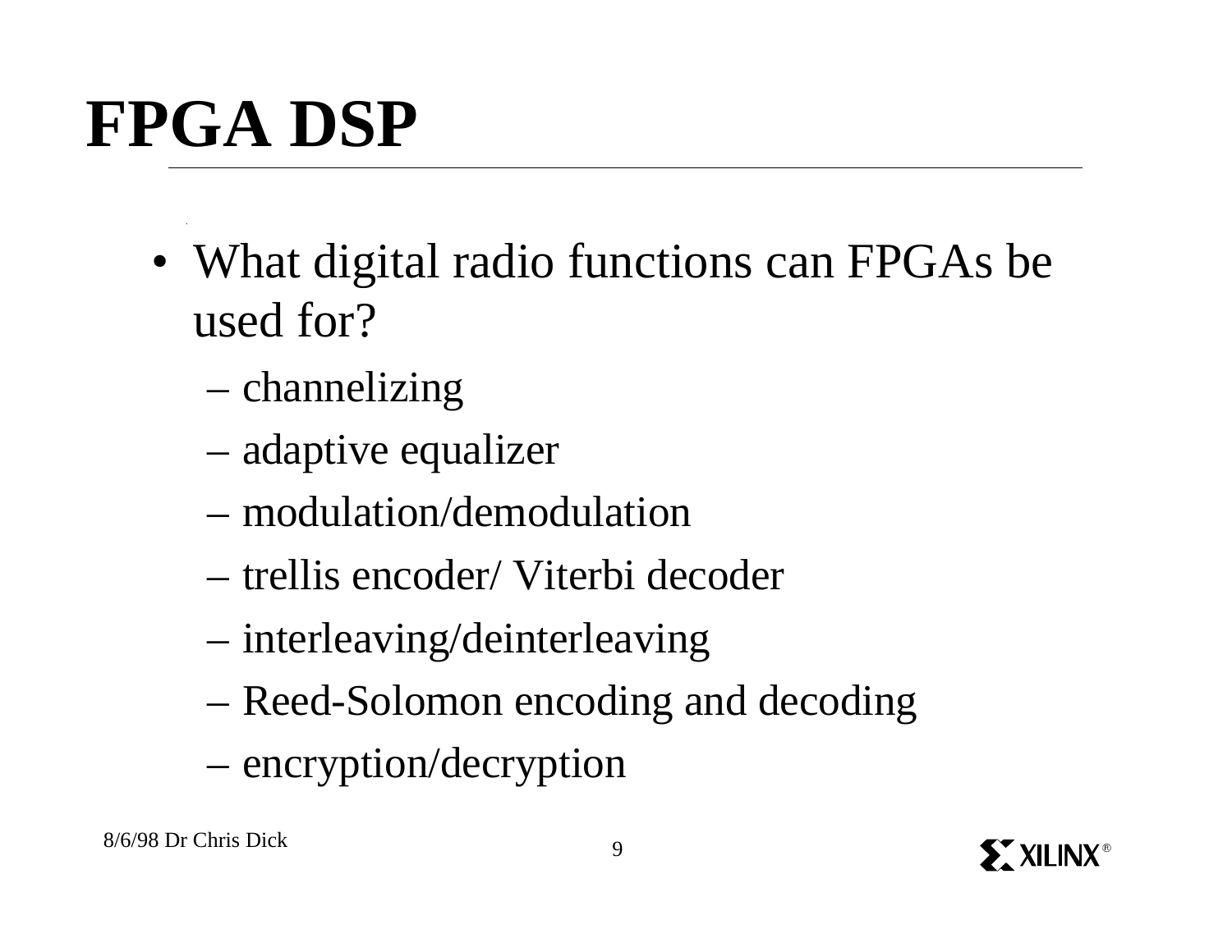# FPGA DSP

- What digital radio functions can FPGAs be used for?
  - channelizing
  - adaptive equalizer
  - modulation/demodulation
  - trellis encoder/ Viterbi decoder
  - interleaving/deinterleaving
  - Reed-Solomon encoding and decoding
  - encryption/decryption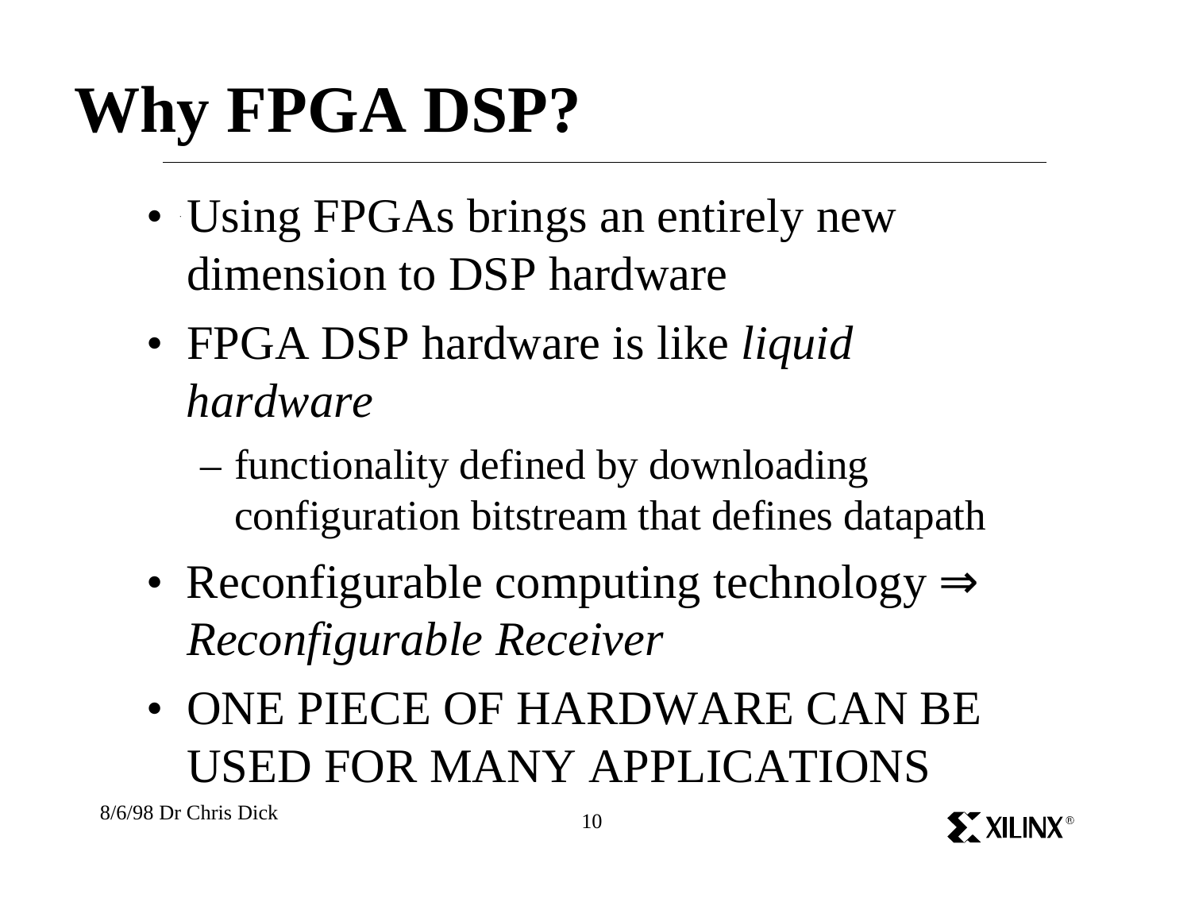# Why FPGA DSP?

- Using FPGAs brings an entirely new dimension to DSP hardware
- FPGA DSP hardware is like *liquid hardware*
  - functionality defined by downloading configuration bitstream that defines datapath
- Reconfigurable computing technology ⇒ *Reconfigurable Receiver*
- ONE PIECE OF HARDWARE CAN BE USED FOR MANY APPLICATIONS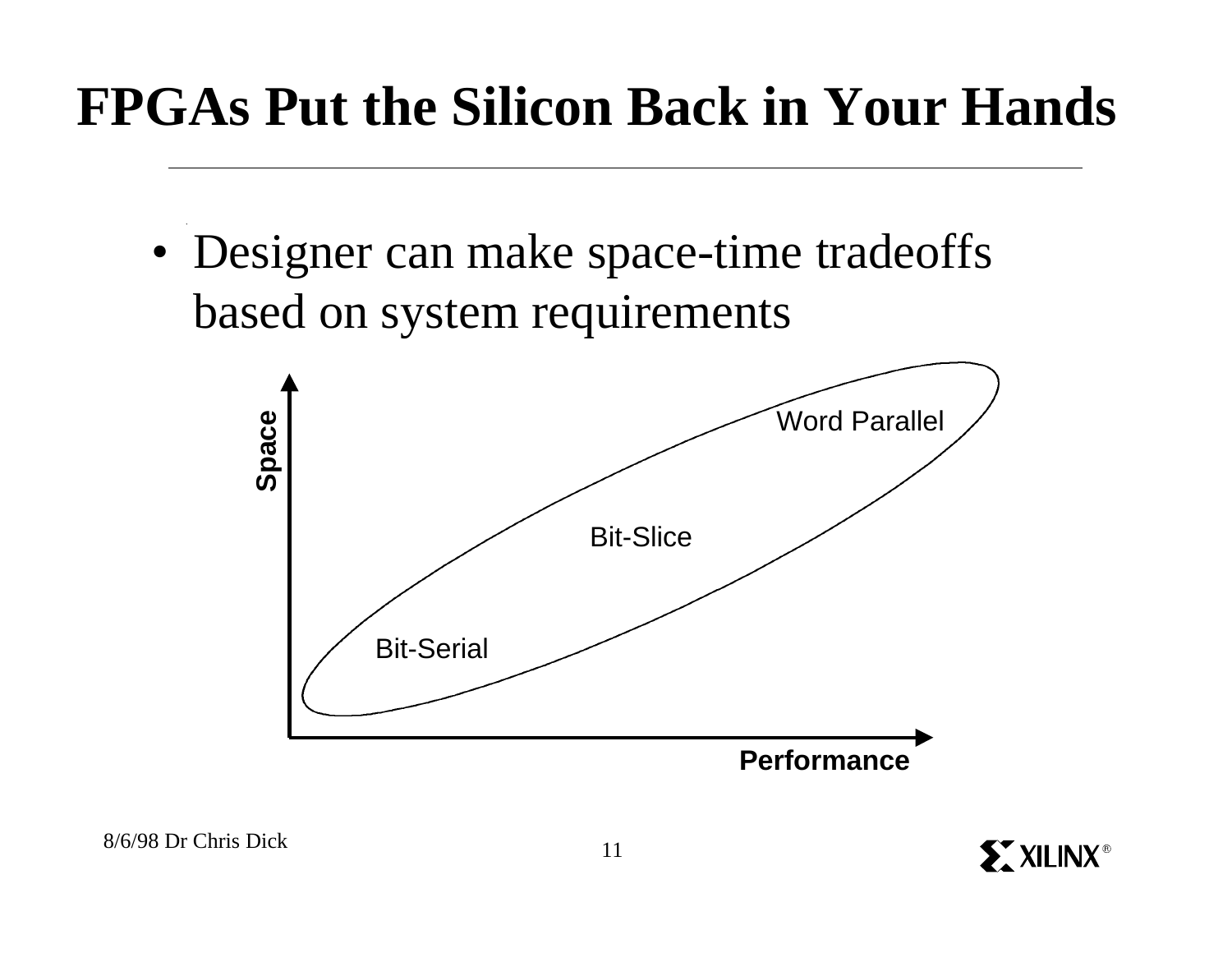# FPGAs Put the Silicon Back in Your Hands

- Designer can make space-time tradeoffs based on system requirements

Space

Word Parallel

Bit-Slice

Bit-Serial

Performance

8/6/98 Dr Chris Dick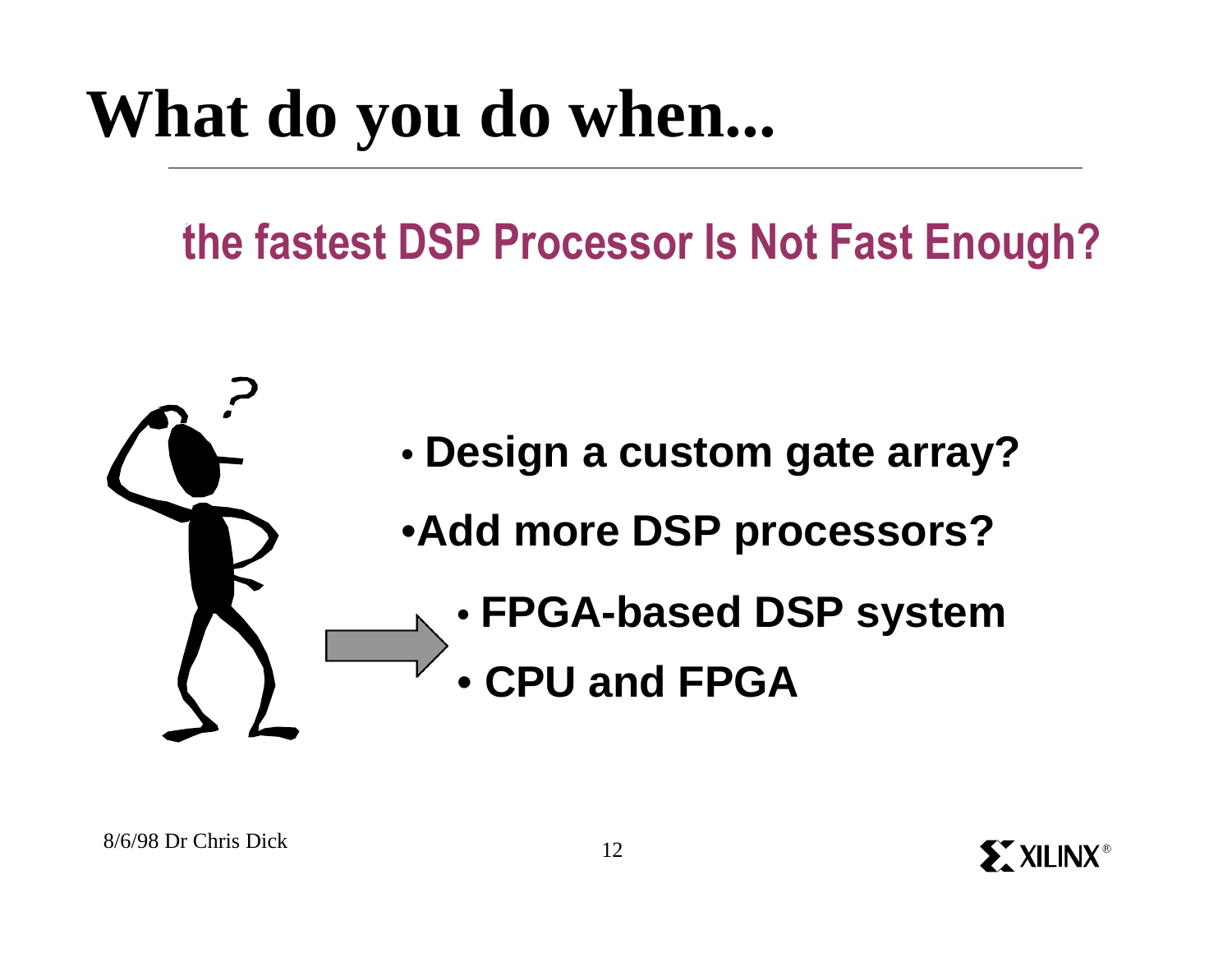# What do you do when...

## the fastest DSP Processor Is Not Fast Enough?

- Design a custom gate array?
- Add more DSP processors?
  - FPGA-based DSP system
  - CPU and FPGA

8/6/98 Dr Chris Dick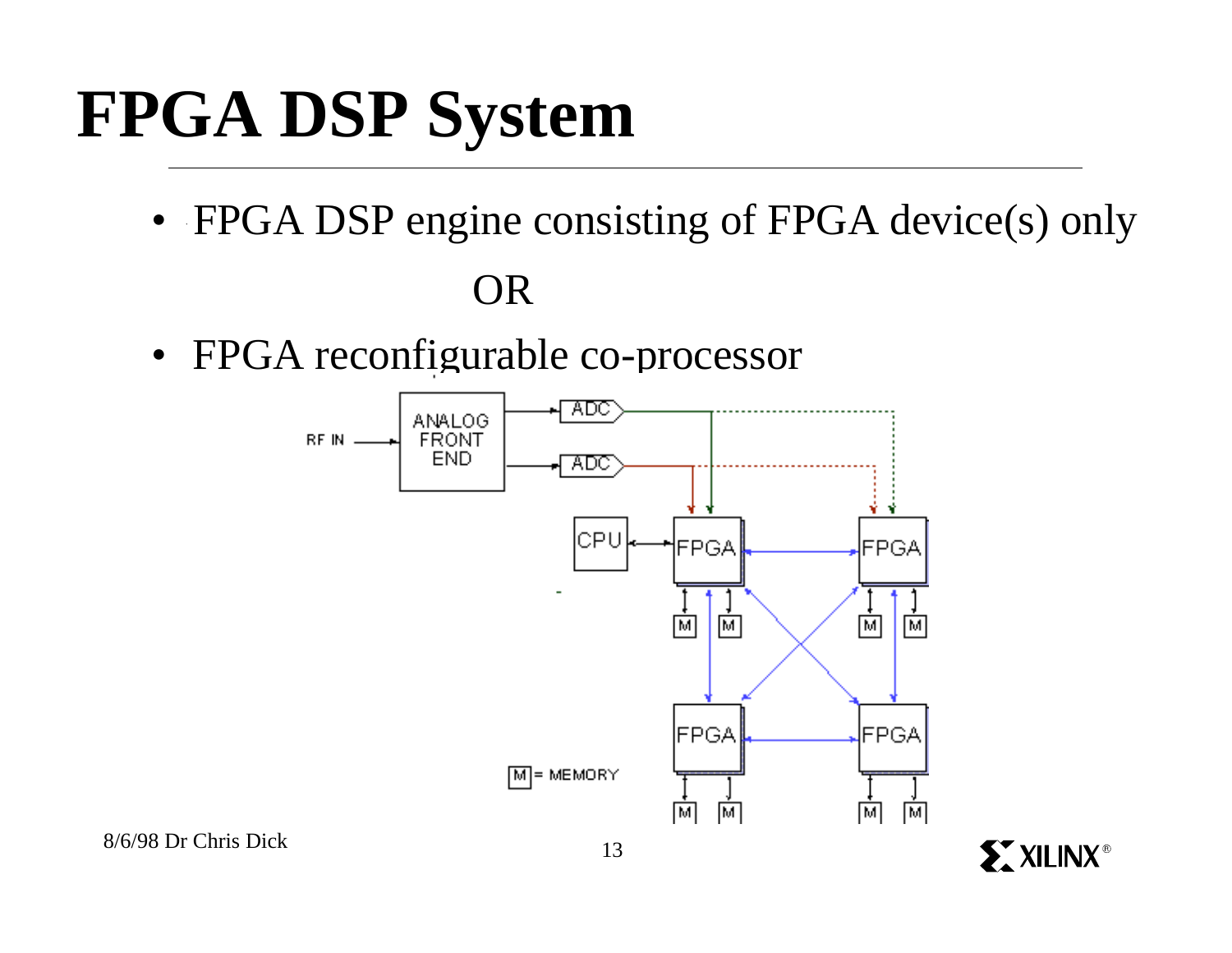# FPGA DSP System

- FPGA DSP engine consisting of FPGA device(s) only

OR

- FPGA reconfigurable co-processor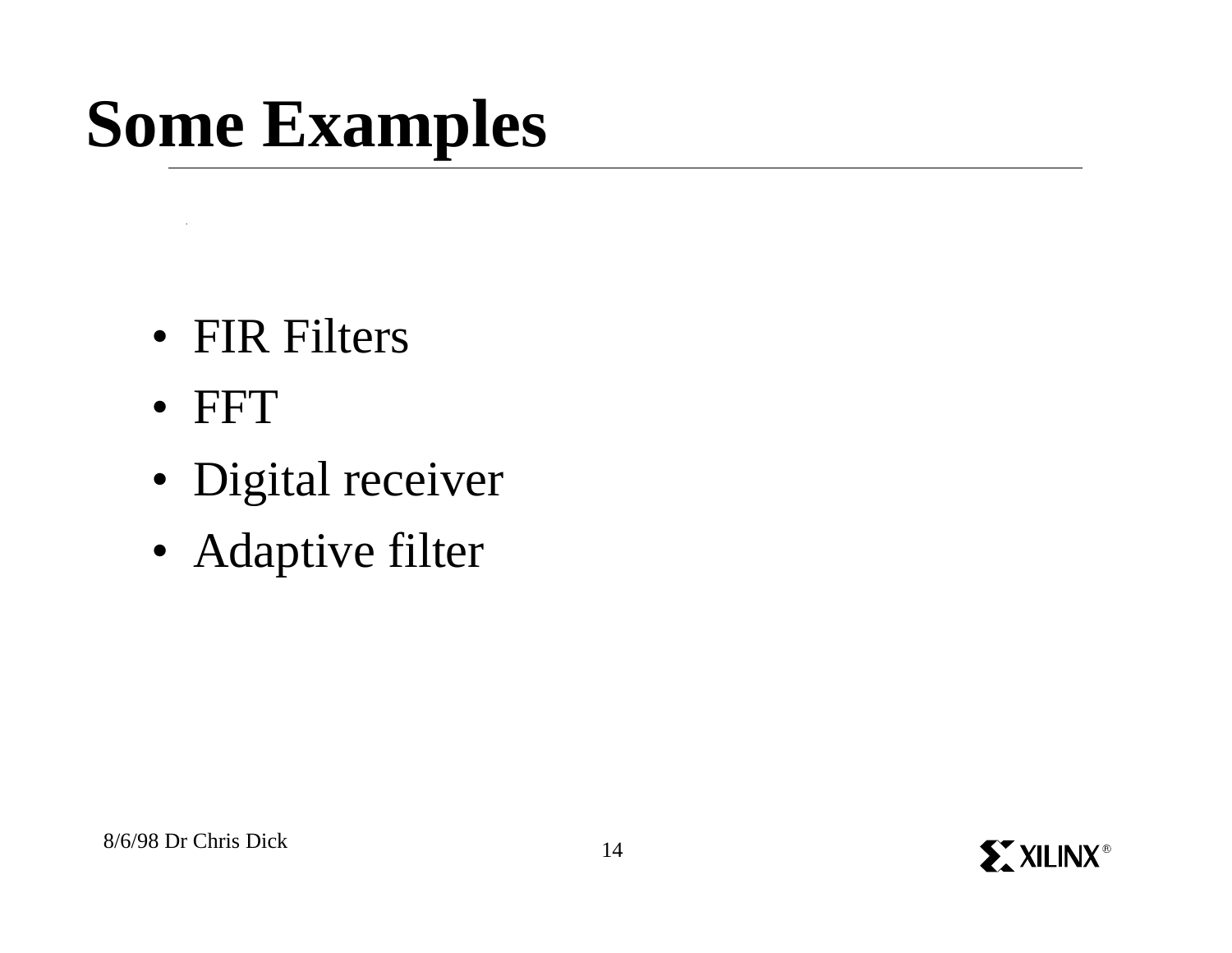# Some Examples

- FIR Filters
- FFT
- Digital receiver
- Adaptive filter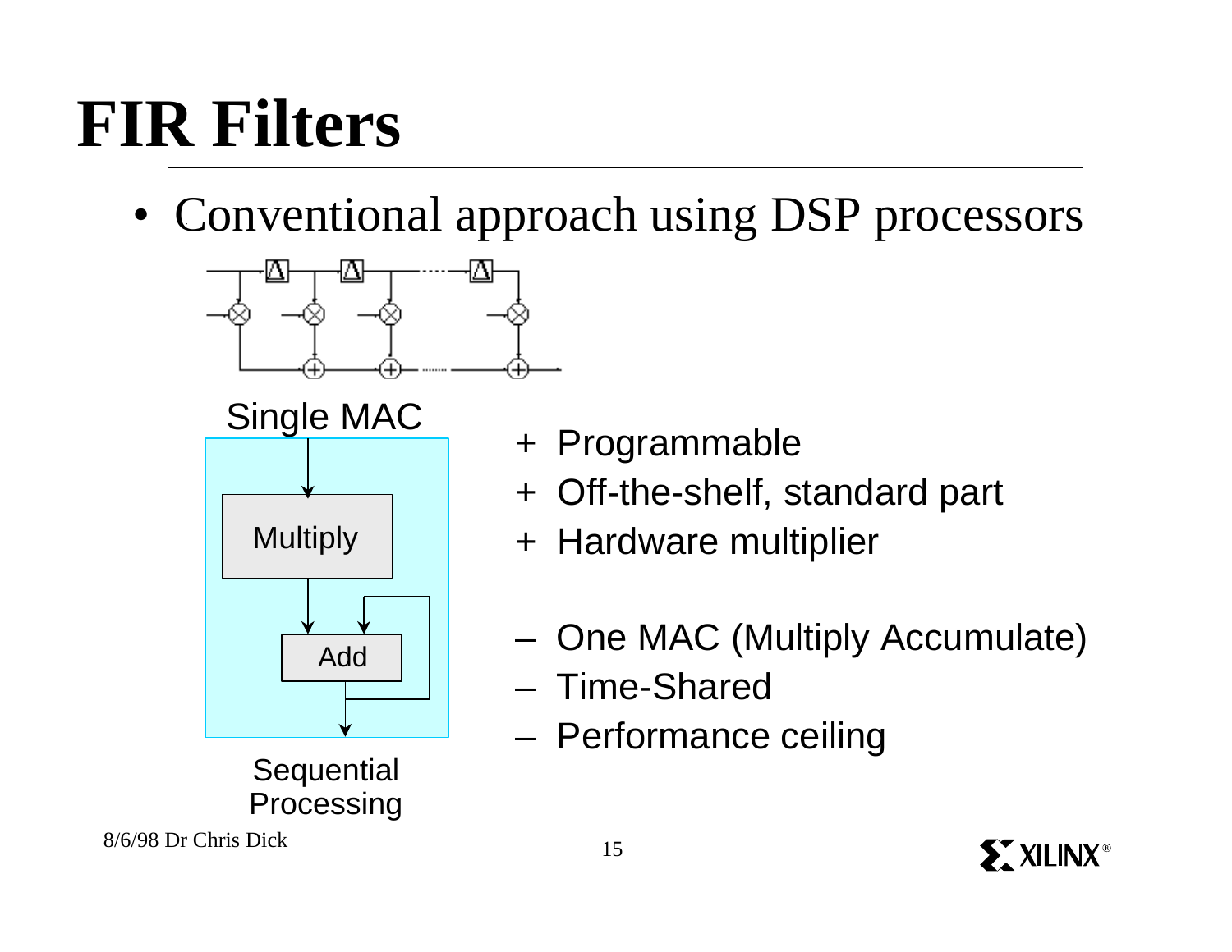# FIR Filters

- Conventional approach using DSP processors

Single MAC

Multiply

Add

Sequential Processing

+ Programmable
+ Off-the-shelf, standard part
+ Hardware multiplier

– One MAC (Multiply Accumulate)
– Time-Shared
– Performance ceiling

8/6/98 Dr Chris Dick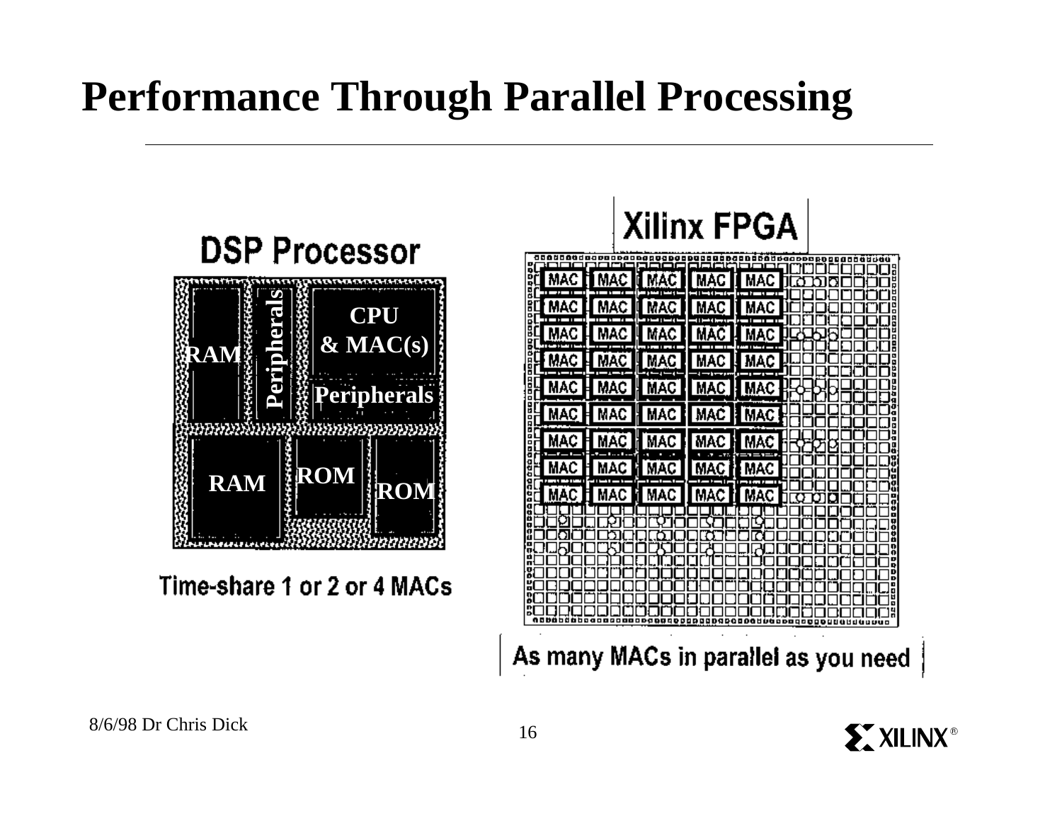# Performance Through Parallel Processing

**DSP Processor**

| RAM | Peripherals | CPU & MAC(s) |
|---|---|---|
| | | Peripherals |
| RAM | ROM | ROM |

Time-share 1 or 2 or 4 MACs

**Xilinx FPGA**

| MAC | MAC | MAC | MAC | MAC |
|---|---|---|---|---|
| MAC | MAC | MAC | MAC | MAC |
| MAC | MAC | MAC | MAC | MAC |
| MAC | MAC | MAC | MAC | MAC |
| MAC | MAC | MAC | MAC | MAC |
| MAC | MAC | MAC | MAC | MAC |
| MAC | MAC | MAC | MAC | MAC |
| MAC | MAC | MAC | MAC | MAC |
| MAC | MAC | MAC | MAC | MAC |

As many MACs in parallel as you need

8/6/98 Dr Chris Dick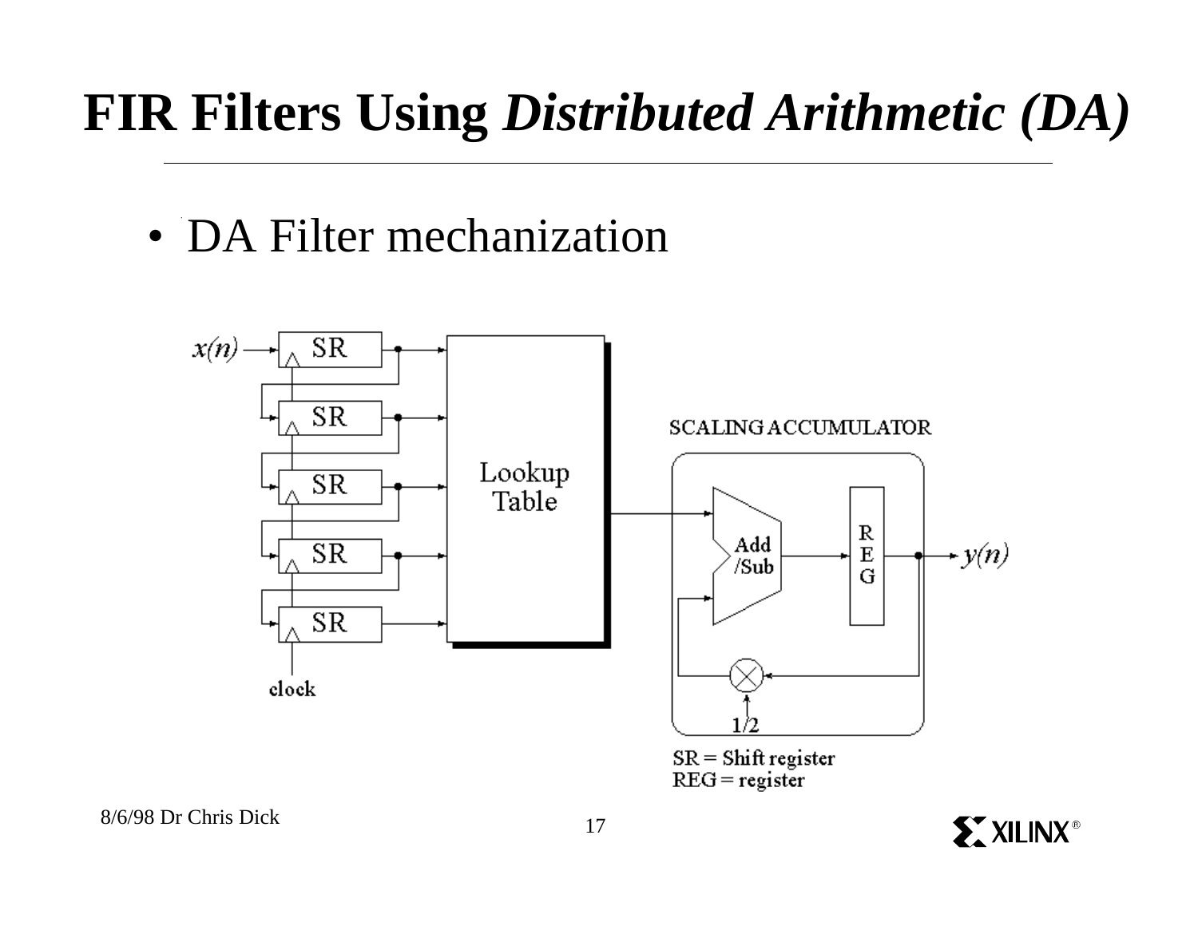# FIR Filters Using *Distributed Arithmetic (DA)*

- DA Filter mechanization

x(n)

SR

SR

SR

SR

SR

clock

Lookup Table

SCALING ACCUMULATOR

Add /Sub

REG

y(n)

1/2

SR = Shift register
REG = register

8/6/98 Dr Chris Dick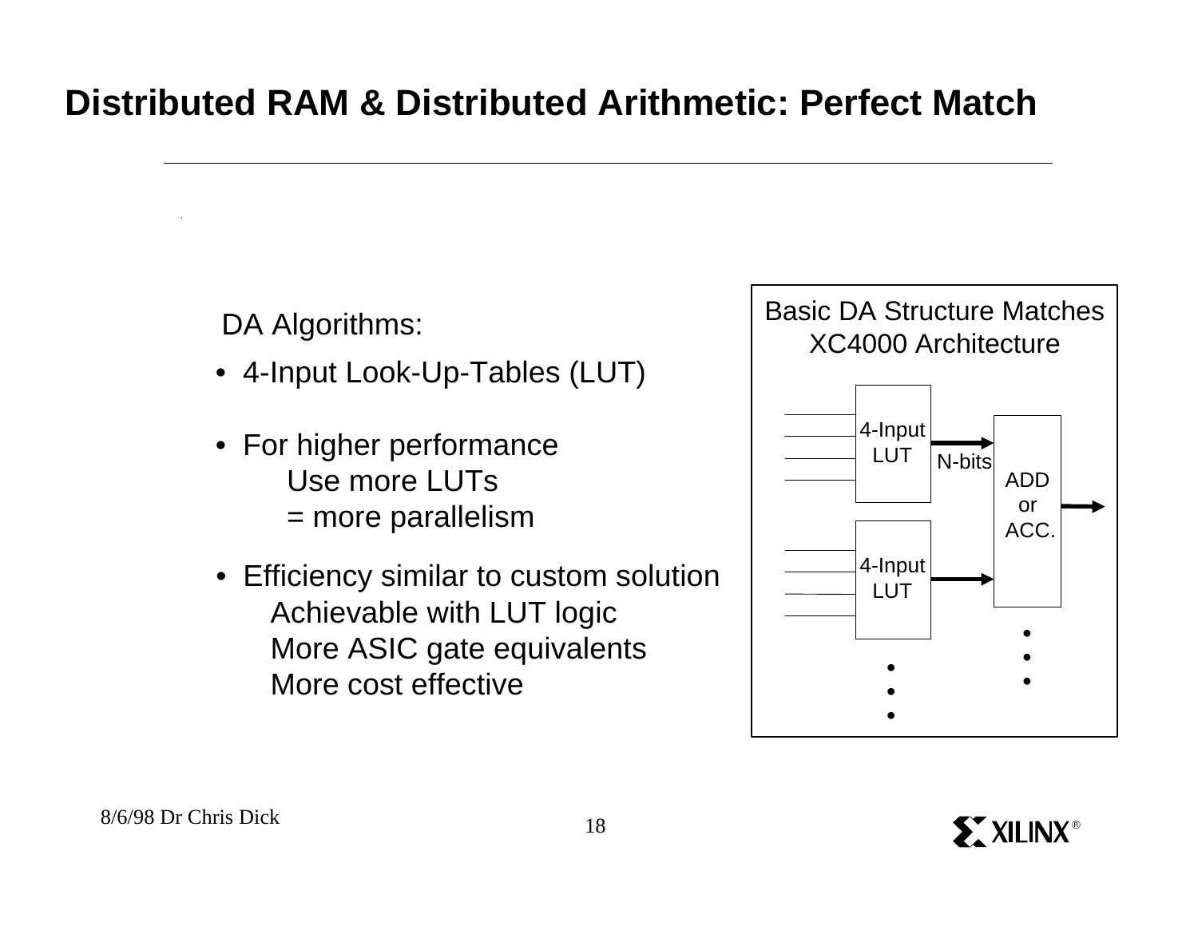# Distributed RAM & Distributed Arithmetic: Perfect Match

DA Algorithms:

- 4-Input Look-Up-Tables (LUT)
- For higher performance
  - Use more LUTs
  - = more parallelism
- Efficiency similar to custom solution
  - Achievable with LUT logic
  - More ASIC gate equivalents
  - More cost effective

**Basic DA Structure Matches XC4000 Architecture**

4-Input LUT → N-bits → ADD or ACC.

4-Input LUT → ADD or ACC.

8/6/98 Dr Chris Dick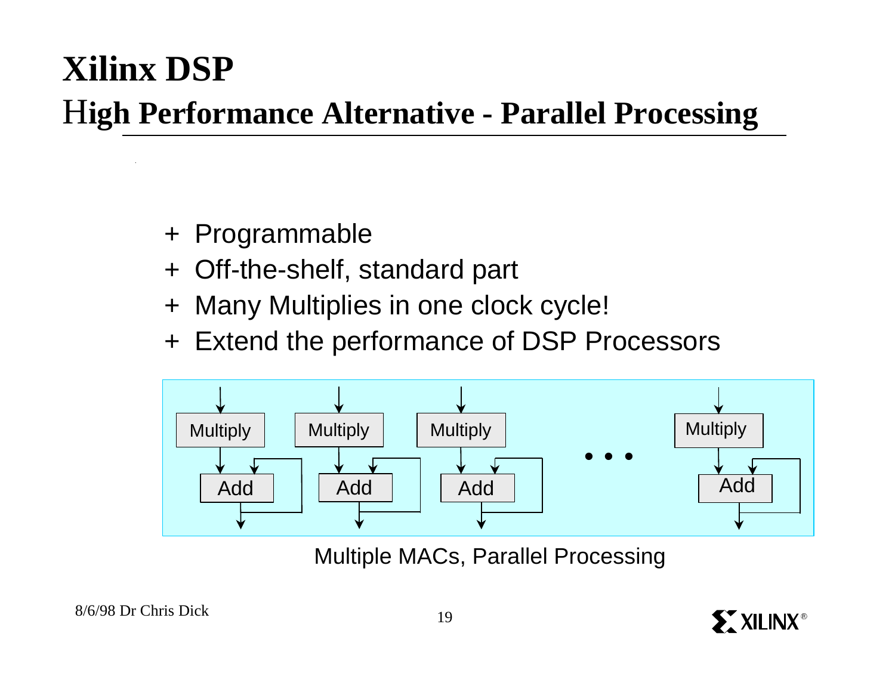# Xilinx DSP

## High Performance Alternative - Parallel Processing

- + Programmable
- + Off-the-shelf, standard part
- + Many Multiplies in one clock cycle!
- + Extend the performance of DSP Processors

Multiply → Add | Multiply → Add | Multiply → Add | • • • | Multiply → Add

Multiple MACs, Parallel Processing

8/6/98 Dr Chris Dick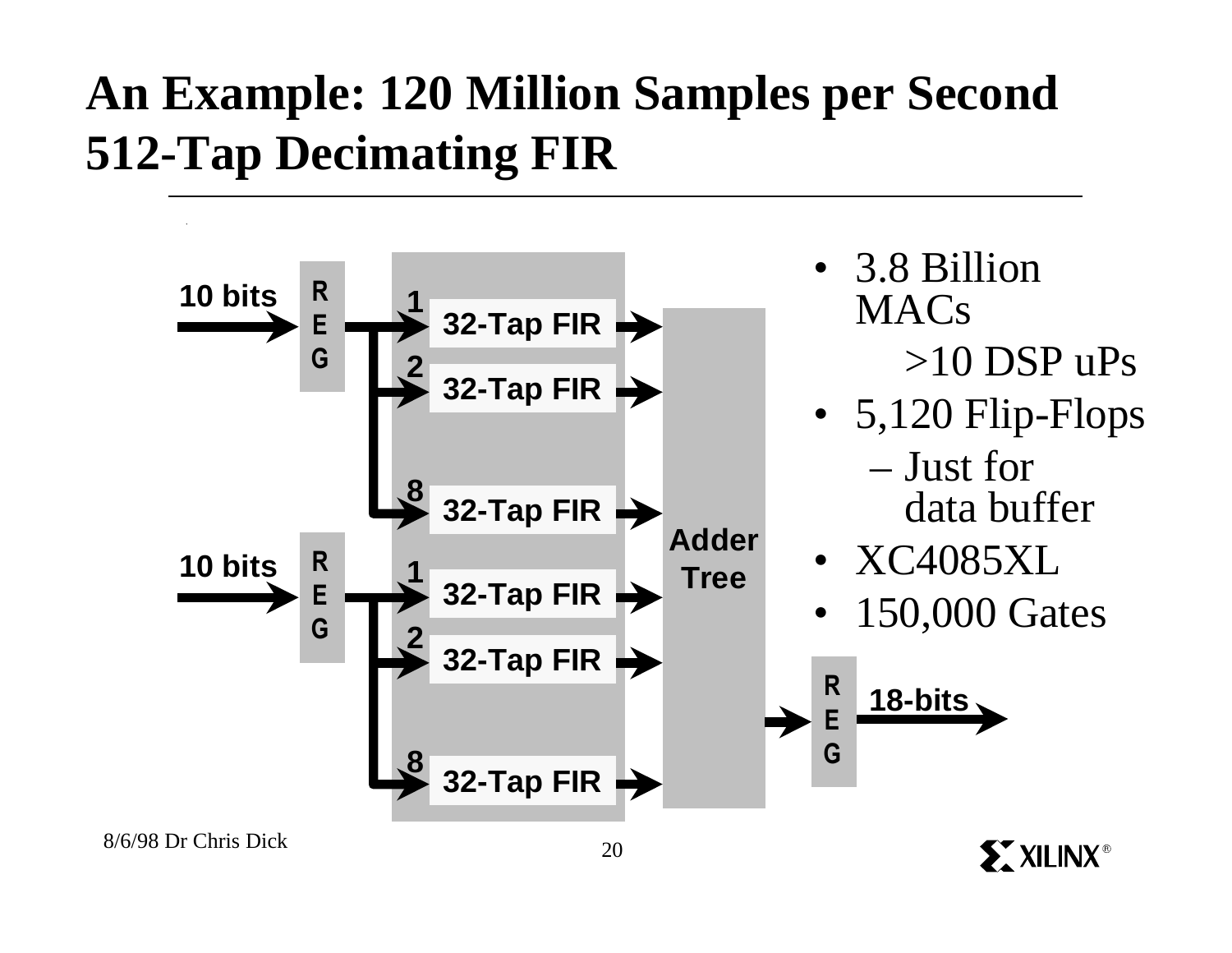# An Example: 120 Million Samples per Second 512-Tap Decimating FIR

10 bits → REG → 1: 32-Tap FIR, 2: 32-Tap FIR, 8: 32-Tap FIR → Adder Tree

10 bits → REG → 1: 32-Tap FIR, 2: 32-Tap FIR, 8: 32-Tap FIR → Adder Tree

Adder Tree → REG → 18-bits

- 3.8 Billion MACs
  - >10 DSP uPs
- 5,120 Flip-Flops
  - Just for data buffer
- XC4085XL
- 150,000 Gates

8/6/98 Dr Chris Dick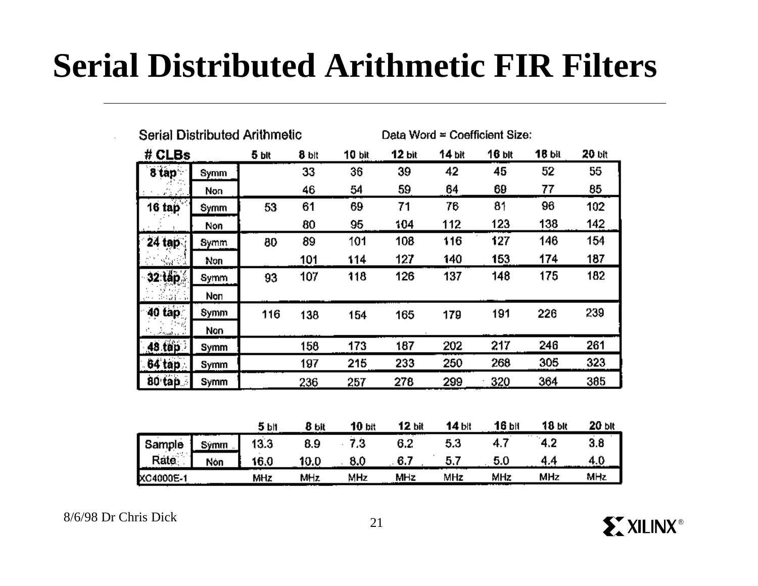# Serial Distributed Arithmetic FIR Filters

Serial Distributed Arithmetic — Data Word = Coefficient Size:

| # CLBs | | 5 bit | 8 bit | 10 bit | 12 bit | 14 bit | 16 bit | 18 bit | 20 bit |
|---|---|---|---|---|---|---|---|---|---|
| 8 tap | Symm | | 33 | 36 | 39 | 42 | 45 | 52 | 55 |
| | Non | | 46 | 54 | 59 | 64 | 69 | 77 | 85 |
| 16 tap | Symm | 53 | 61 | 69 | 71 | 76 | 81 | 96 | 102 |
| | Non | | 80 | 95 | 104 | 112 | 123 | 138 | 142 |
| 24 tap | Symm | 80 | 89 | 101 | 108 | 116 | 127 | 146 | 154 |
| | Non | | 101 | 114 | 127 | 140 | 153 | 174 | 187 |
| 32 tap | Symm | 93 | 107 | 118 | 126 | 137 | 148 | 175 | 182 |
| | Non | | | | | | | | |
| 40 tap | Symm | 116 | 138 | 154 | 165 | 179 | 191 | 226 | 239 |
| | Non | | | | | | | | |
| 48 tap | Symm | | 158 | 173 | 187 | 202 | 217 | 246 | 261 |
| 64 tap | Symm | | 197 | 215 | 233 | 250 | 268 | 305 | 323 |
| 80 tap | Symm | | 236 | 257 | 278 | 299 | 320 | 364 | 385 |

| | | 5 bit | 8 bit | 10 bit | 12 bit | 14 bit | 16 bit | 18 bit | 20 bit |
|---|---|---|---|---|---|---|---|---|---|
| Sample Rate | Symm | 13.3 | 8.9 | 7.3 | 6.2 | 5.3 | 4.7 | 4.2 | 3.8 |
| | Non | 16.0 | 10.0 | 8.0 | 6.7 | 5.7 | 5.0 | 4.4 | 4.0 |
| XC4000E-1 | | MHz | MHz | MHz | MHz | MHz | MHz | MHz | MHz |

8/6/98 Dr Chris Dick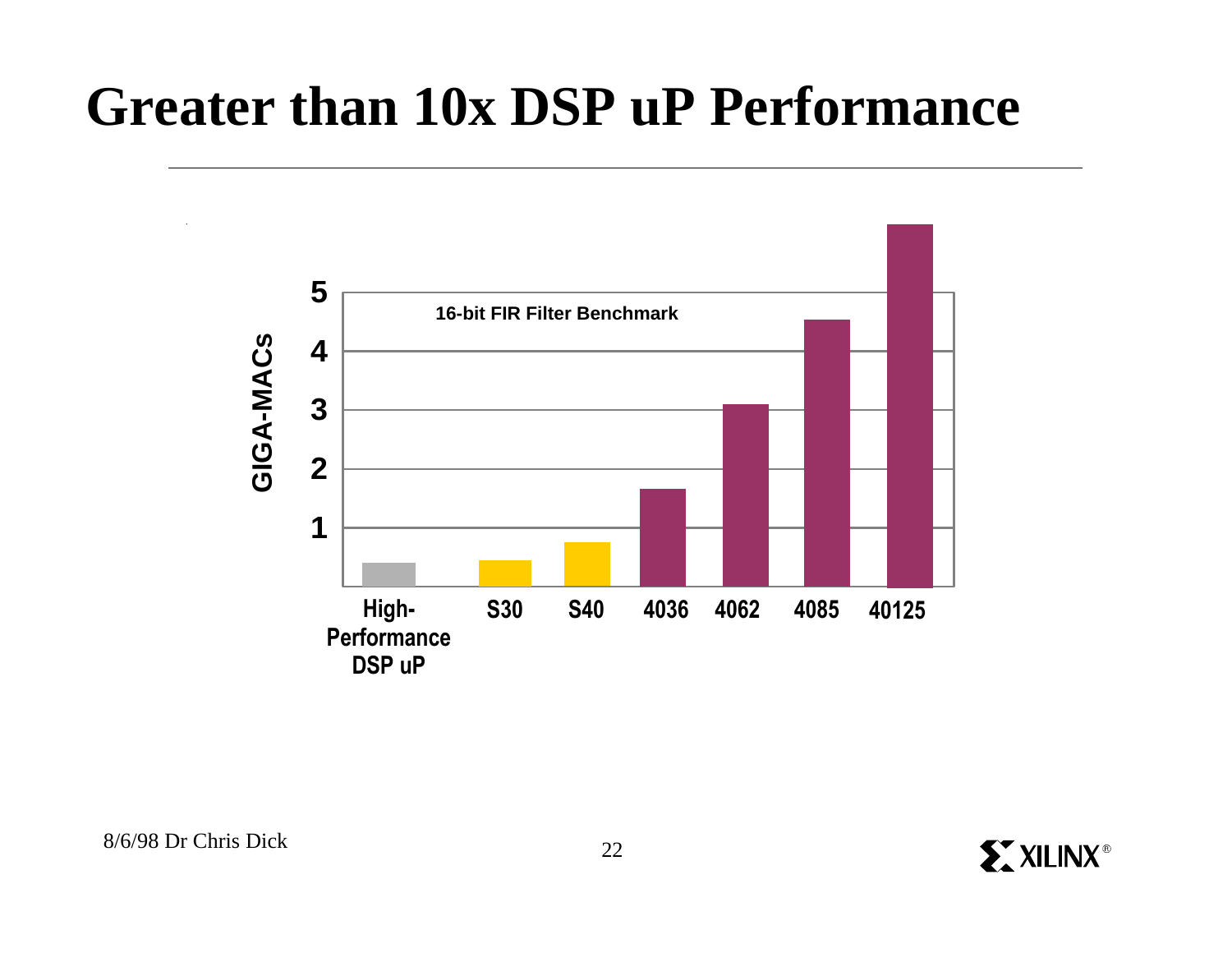# Greater than 10x DSP uP Performance

16-bit FIR Filter Benchmark

GIGA-MACs

5
4
3
2
1

High-Performance DSP uP | S30 | S40 | 4036 | 4062 | 4085 | 40125

8/6/98 Dr Chris Dick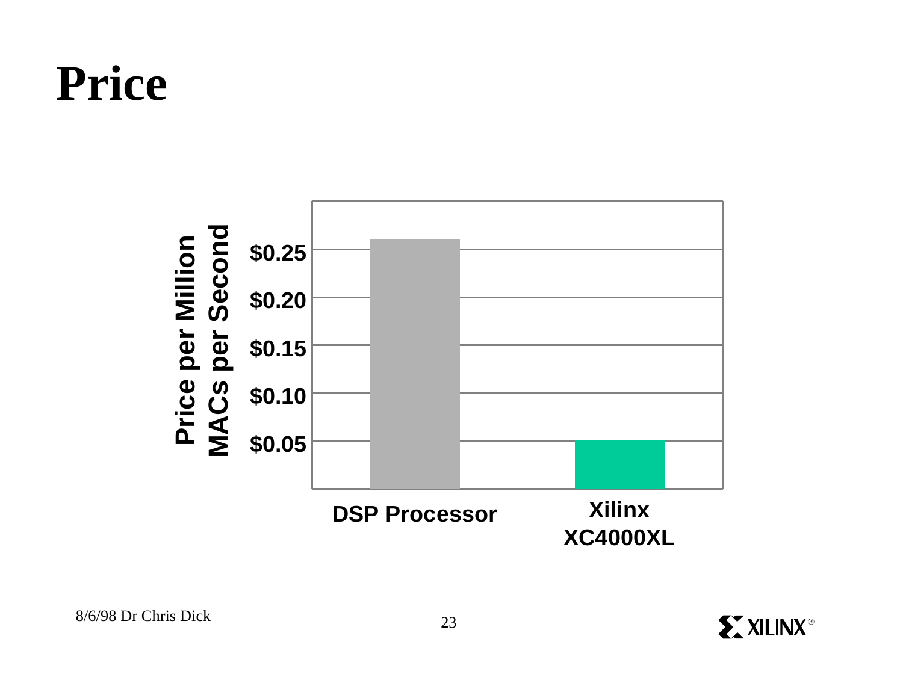# Price

Price per Million MACs per Second

$0.25

$0.20

$0.15

$0.10

$0.05

DSP Processor

Xilinx XC4000XL

8/6/98 Dr Chris Dick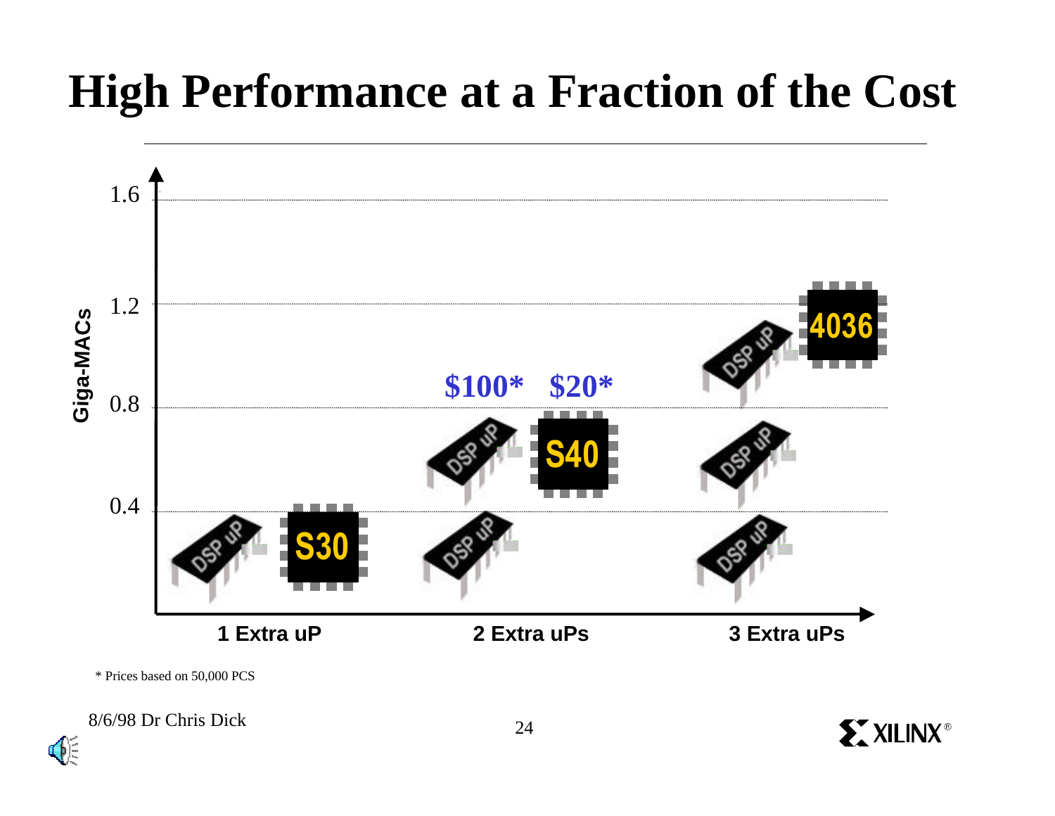# High Performance at a Fraction of the Cost

Giga-MACs

1.6

1.2

0.8

0.4

DSP uP S30

DSP uP DSP uP S40

$100* $20*

DSP uP DSP uP DSP uP 4036

1 Extra uP | 2 Extra uPs | 3 Extra uPs

* Prices based on 50,000 PCS

8/6/98 Dr Chris Dick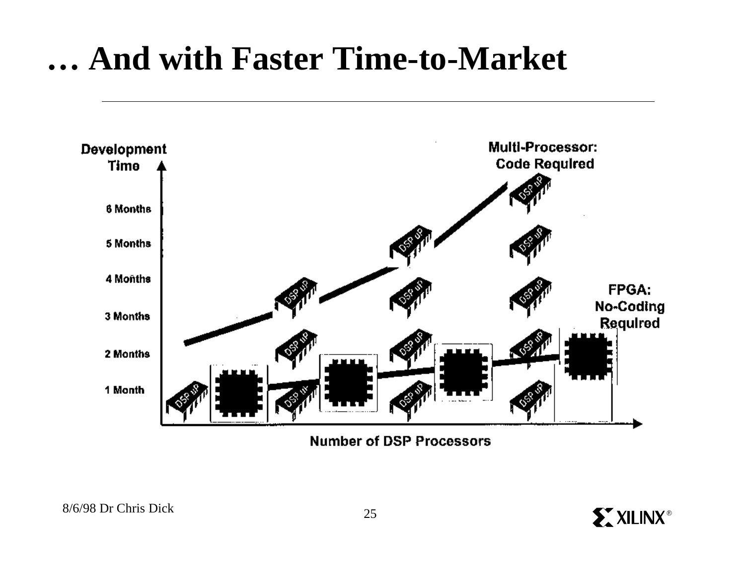# … And with Faster Time-to-Market

Development Time

6 Months

5 Months

4 Months

3 Months

2 Months

1 Month

Multi-Processor: Code Required

FPGA: No-Coding Required

Number of DSP Processors

8/6/98 Dr Chris Dick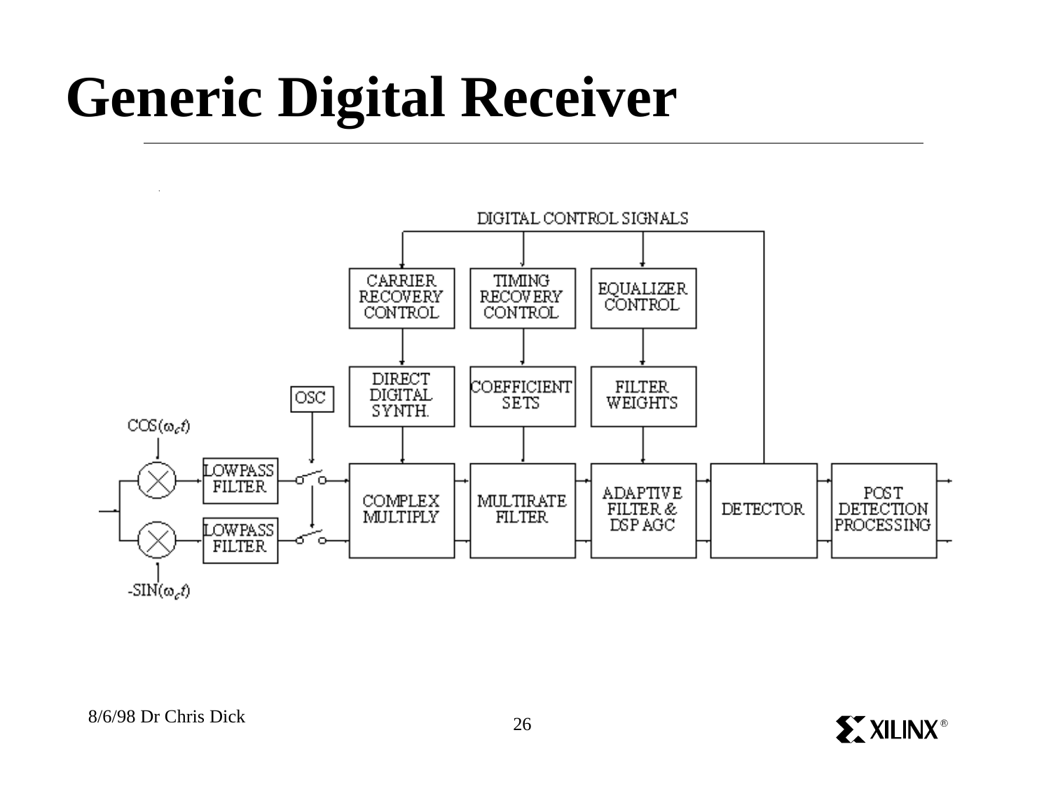# Generic Digital Receiver

DIGITAL CONTROL SIGNALS

CARRIER RECOVERY CONTROL

TIMING RECOVERY CONTROL

EQUALIZER CONTROL

DIRECT DIGITAL SYNTH.

COEFFICIENT SETS

FILTER WEIGHTS

OSC

$COS(\omega_c t)$

$-SIN(\omega_c t)$

LOWPASS FILTER

LOWPASS FILTER

COMPLEX MULTIPLY

MULTIRATE FILTER

ADAPTIVE FILTER & DSP AGC

DETECTOR

POST DETECTION PROCESSING

8/6/98 Dr Chris Dick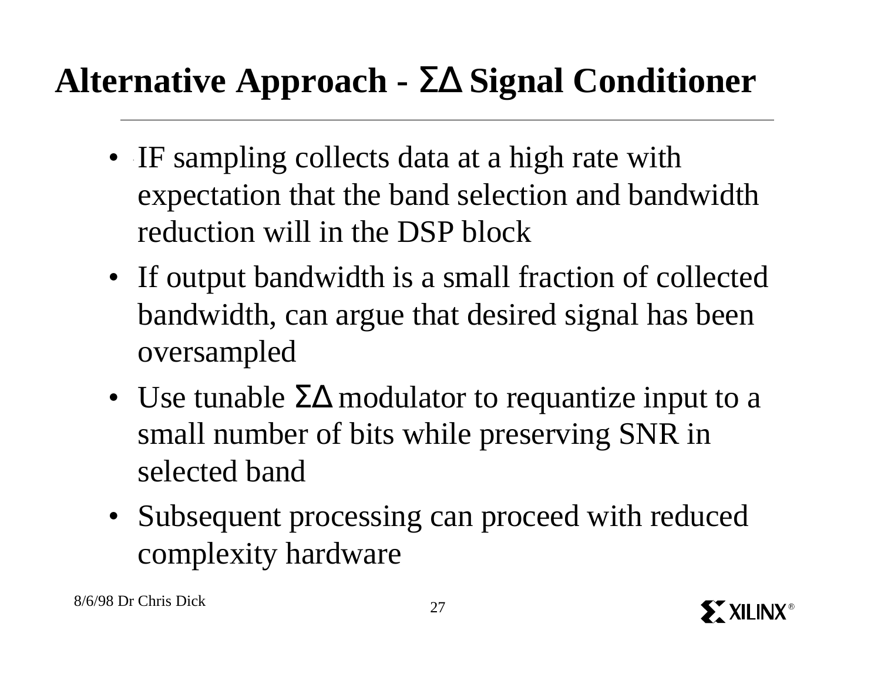# Alternative Approach - ΣΔ Signal Conditioner

- IF sampling collects data at a high rate with expectation that the band selection and bandwidth reduction will in the DSP block
- If output bandwidth is a small fraction of collected bandwidth, can argue that desired signal has been oversampled
- Use tunable ΣΔ modulator to requantize input to a small number of bits while preserving SNR in selected band
- Subsequent processing can proceed with reduced complexity hardware

8/6/98 Dr Chris Dick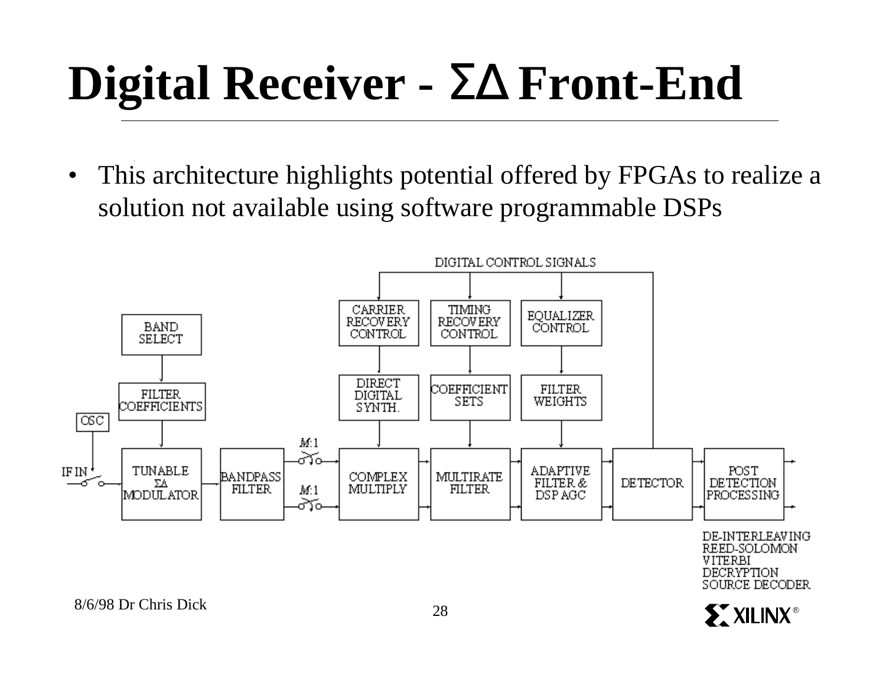# Digital Receiver - ΣΔ Front-End

- This architecture highlights potential offered by FPGAs to realize a solution not available using software programmable DSPs

DIGITAL CONTROL SIGNALS

CARRIER RECOVERY CONTROL

TIMING RECOVERY CONTROL

EQUALIZER CONTROL

BAND SELECT

DIRECT DIGITAL SYNTH.

COEFFICIENT SETS

FILTER WEIGHTS

FILTER COEFFICIENTS

OSC

IF IN

TUNABLE ΣΔ MODULATOR

BANDPASS FILTER

$M$:1

$M$:1

COMPLEX MULTIPLY

MULTIRATE FILTER

ADAPTIVE FILTER & DSP AGC

DETECTOR

POST DETECTION PROCESSING

DE-INTERLEAVING
REED-SOLOMON
VITERBI
DECRYPTION
SOURCE DECODER

8/6/98 Dr Chris Dick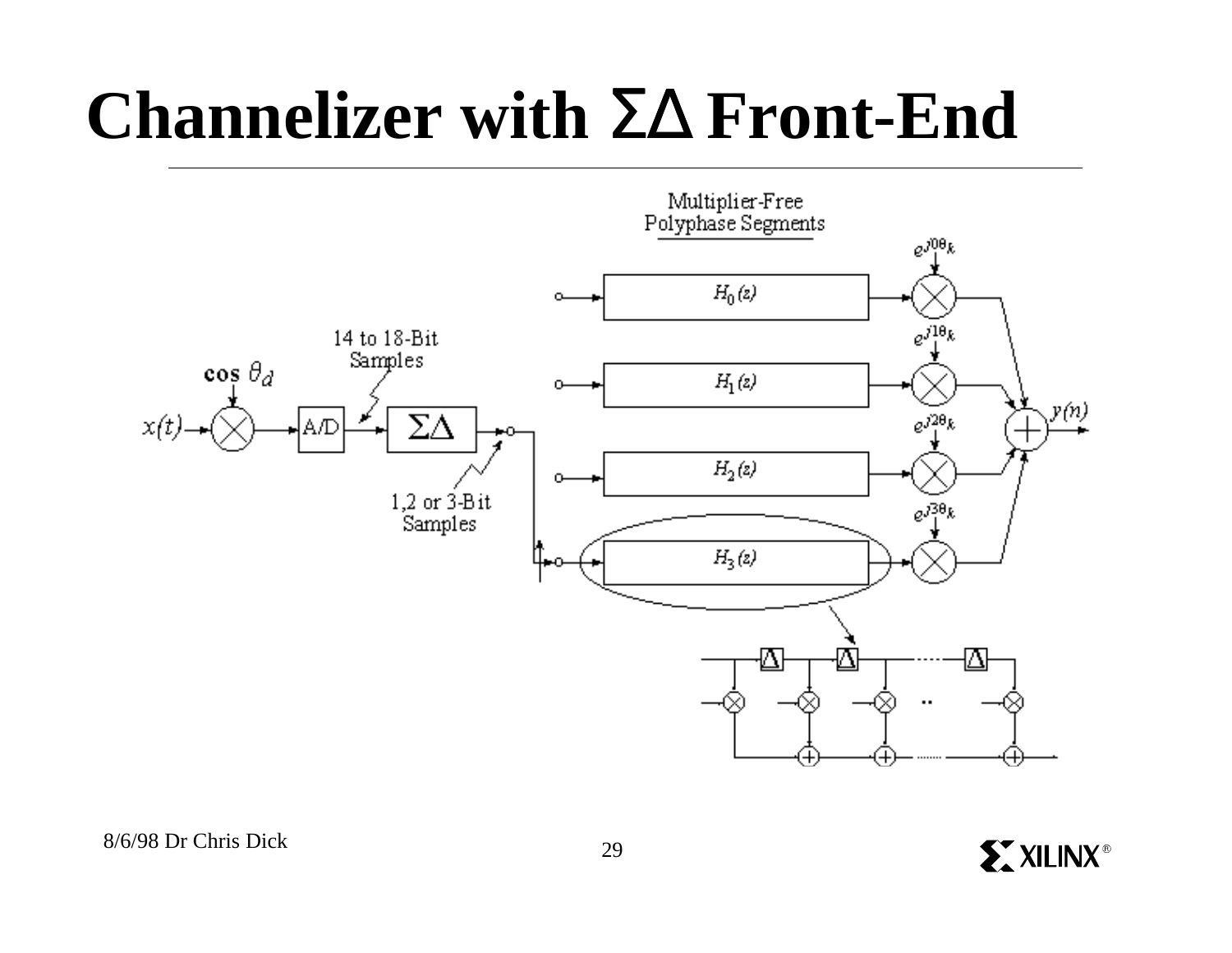# Channelizer with ΣΔ Front-End

Multiplier-Free Polyphase Segments

$\cos\,\theta_d$

$x(t)$

A/D

14 to 18-Bit Samples

ΣΔ

1,2 or 3-Bit Samples

$H_0(z)$

$H_1(z)$

$H_2(z)$

$H_3(z)$

$e^{j0\theta_k}$

$e^{j1\theta_k}$

$e^{j2\theta_k}$

$e^{j3\theta_k}$

$y(n)$

Δ Δ Δ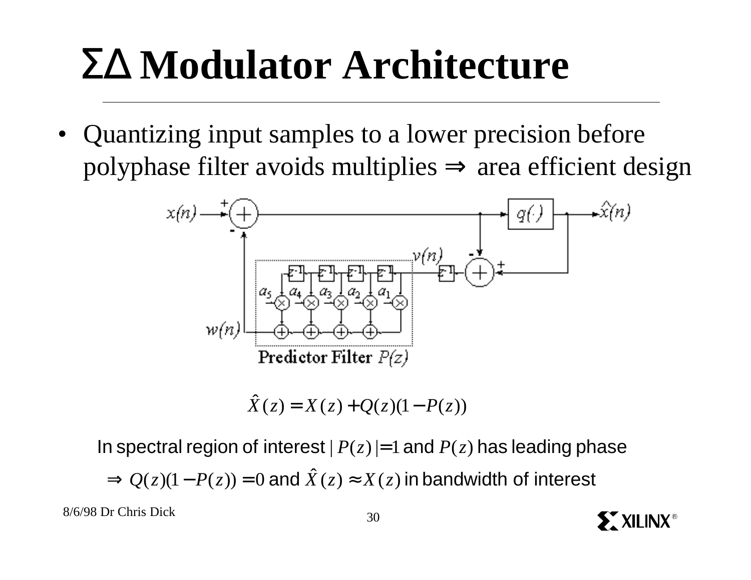# ΣΔ Modulator Architecture

- Quantizing input samples to a lower precision before polyphase filter avoids multiplies ⇒ area efficient design

$$\hat{X}(z) = X(z) + Q(z)(1 - P(z))$$

In spectral region of interest $|P(z)| = 1$ and $P(z)$ has leading phase

$\Rightarrow Q(z)(1 - P(z)) = 0$ and $\hat{X}(z) \approx X(z)$ in bandwidth of interest

8/6/98 Dr Chris Dick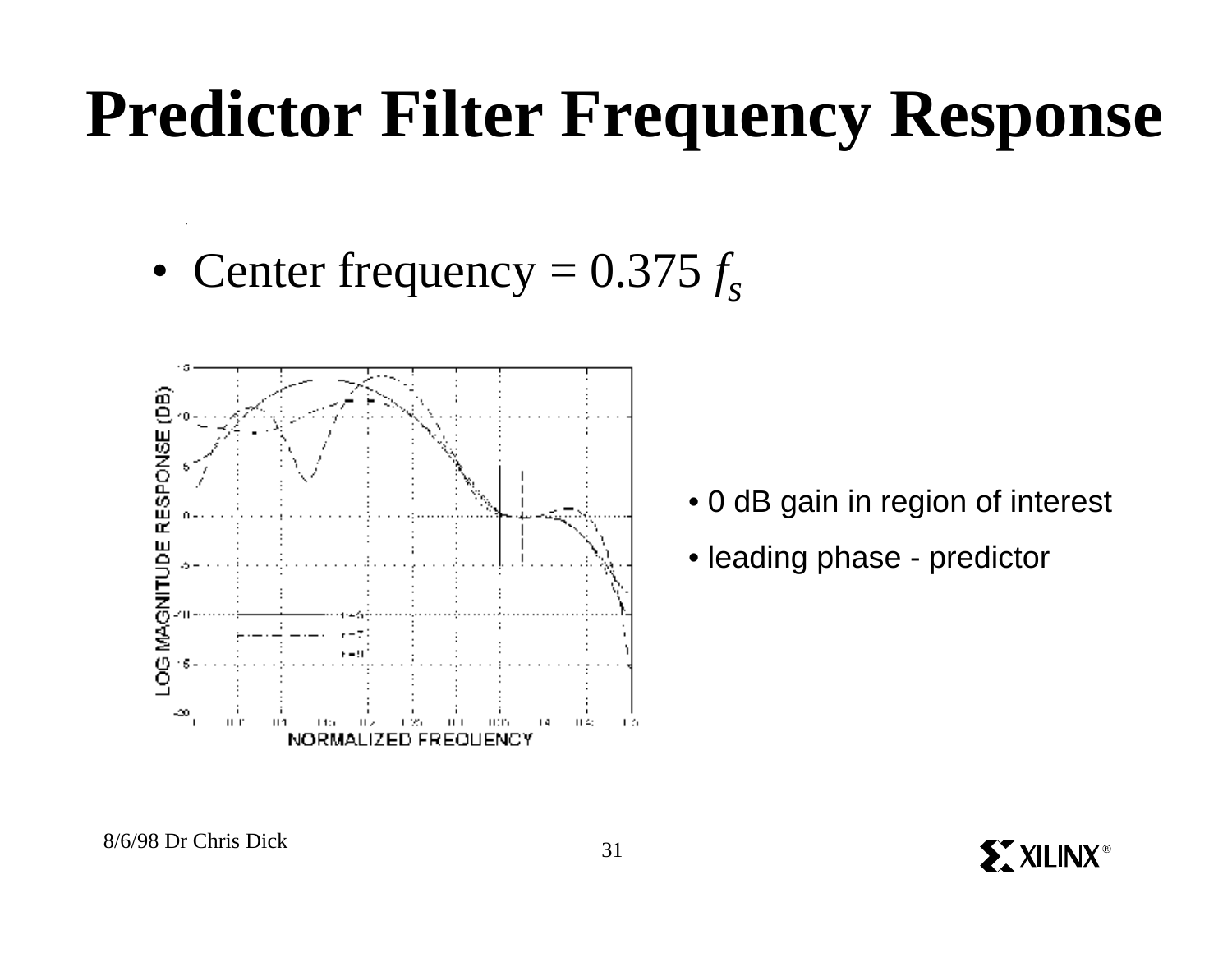# Predictor Filter Frequency Response

- Center frequency = 0.375 $f_s$

- 0 dB gain in region of interest
- leading phase - predictor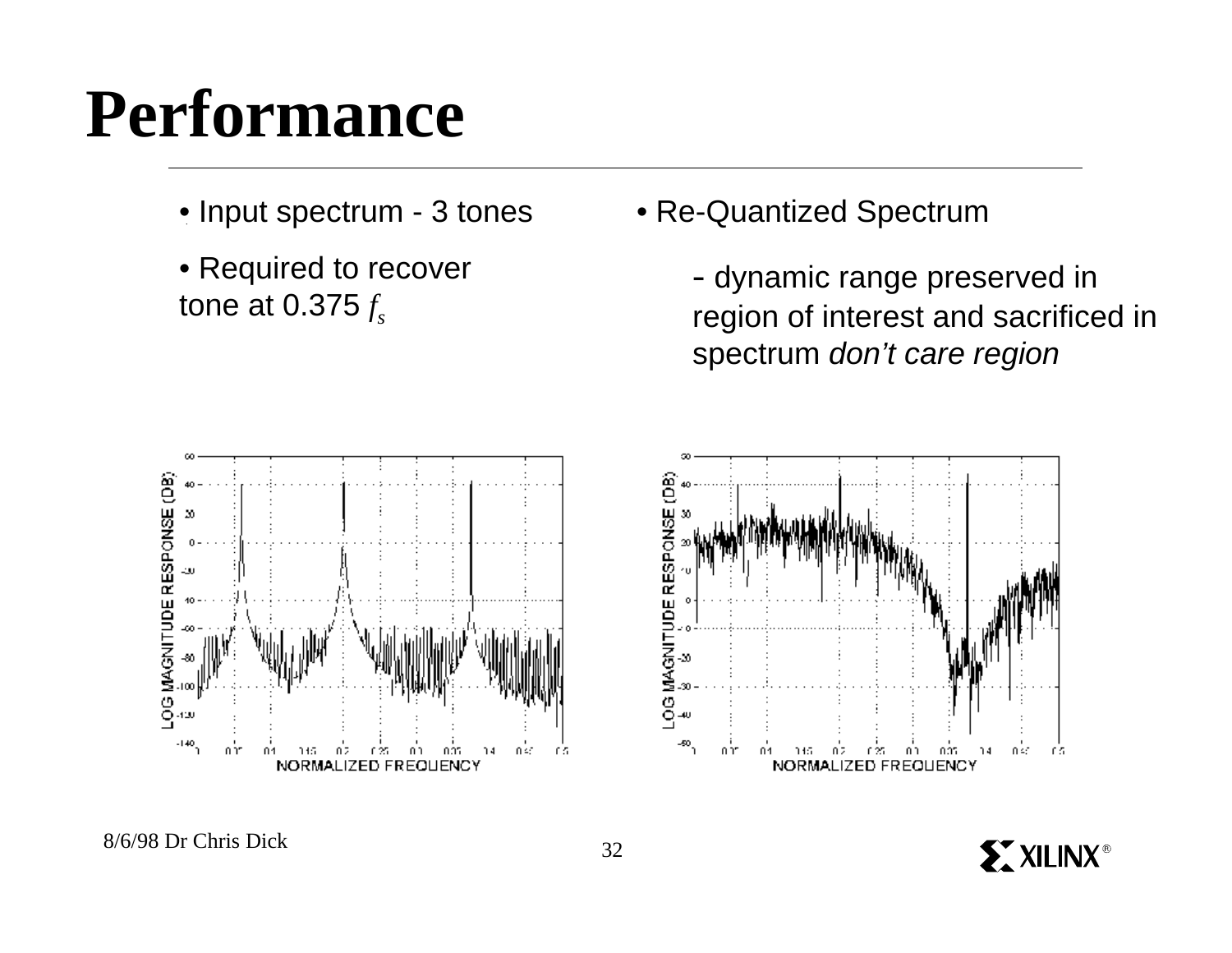# Performance

- Input spectrum - 3 tones
- Required to recover tone at 0.375 $f_s$

- Re-Quantized Spectrum
  - dynamic range preserved in region of interest and sacrificed in spectrum *don't care region*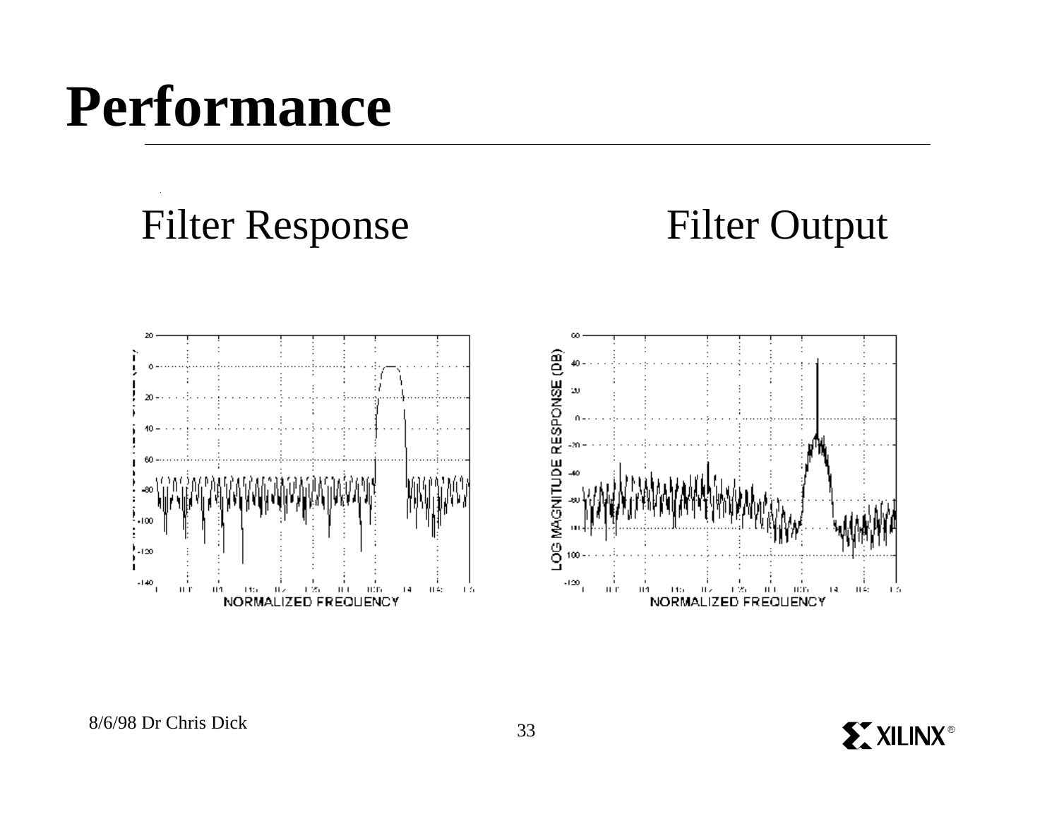# Performance

Filter Response

Filter Output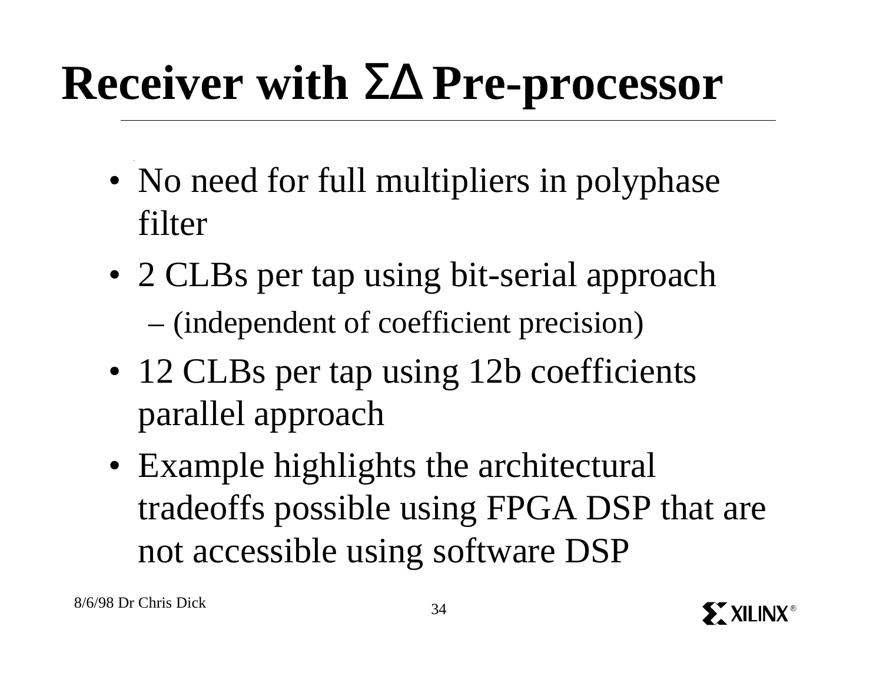# Receiver with ΣΔ Pre-processor

- No need for full multipliers in polyphase filter
- 2 CLBs per tap using bit-serial approach
  - (independent of coefficient precision)
- 12 CLBs per tap using 12b coefficients parallel approach
- Example highlights the architectural tradeoffs possible using FPGA DSP that are not accessible using software DSP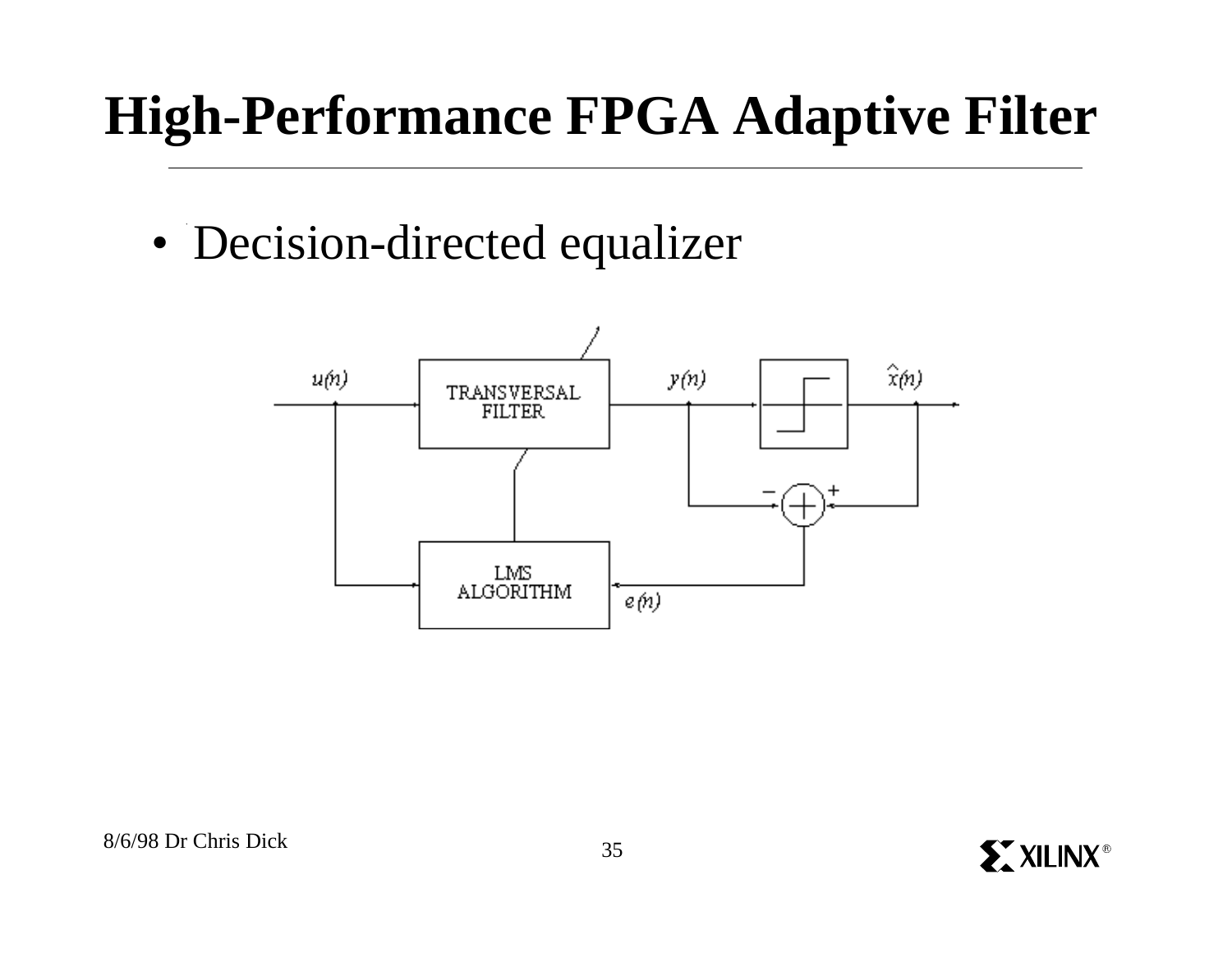# High-Performance FPGA Adaptive Filter

- Decision-directed equalizer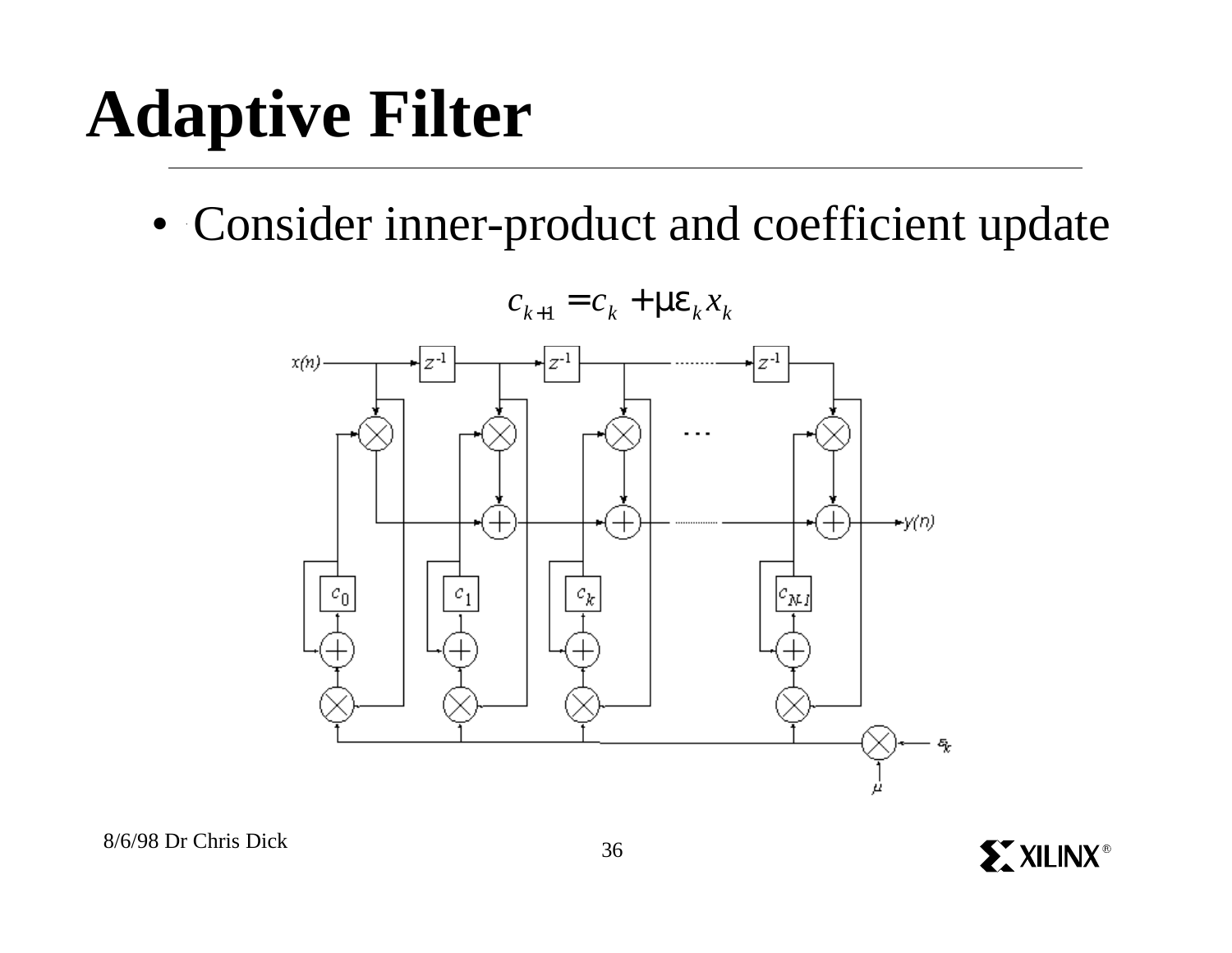# Adaptive Filter

- Consider inner-product and coefficient update

$$c_{k+1} = c_k + \mu \varepsilon_k x_k$$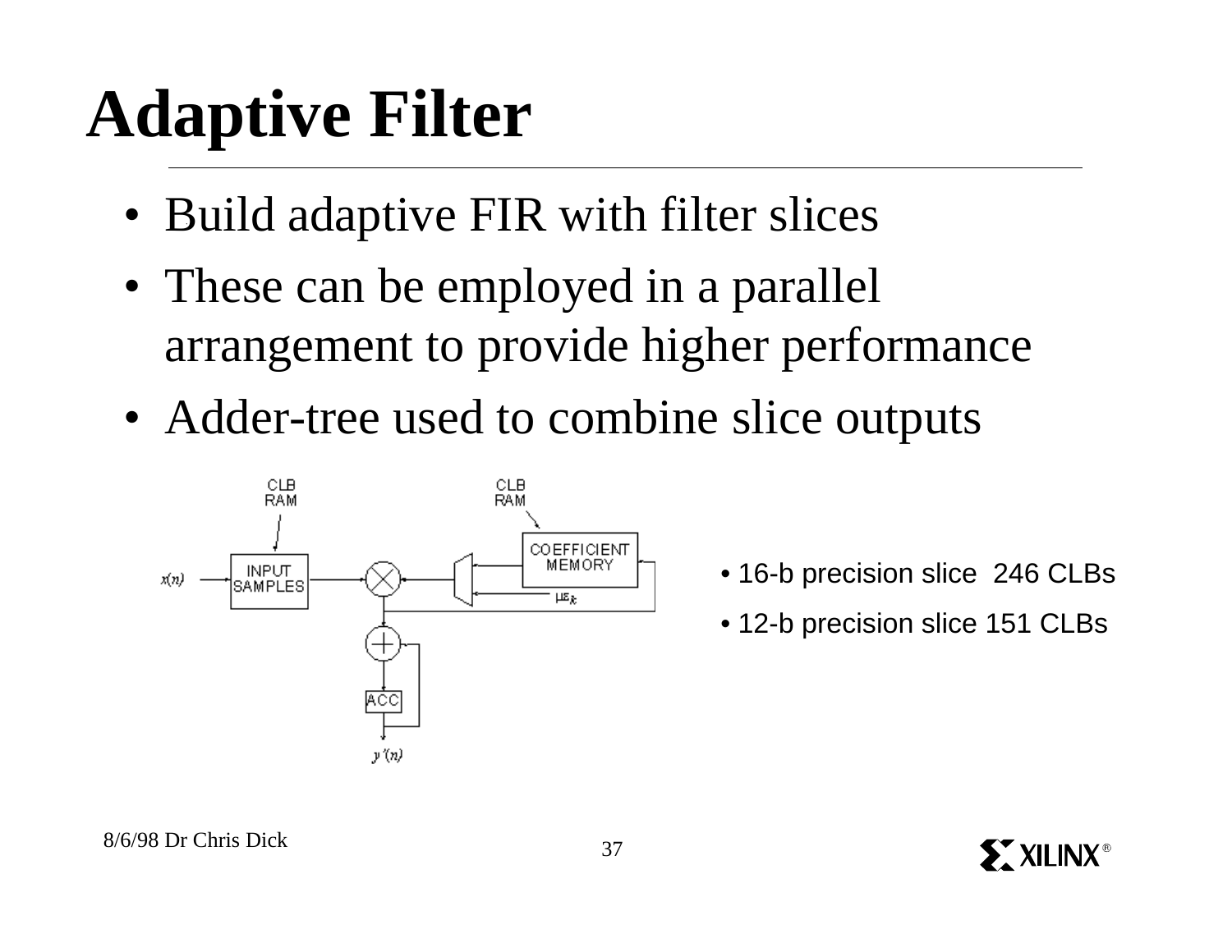# Adaptive Filter

- Build adaptive FIR with filter slices
- These can be employed in a parallel arrangement to provide higher performance
- Adder-tree used to combine slice outputs

- 16-b precision slice 246 CLBs
- 12-b precision slice 151 CLBs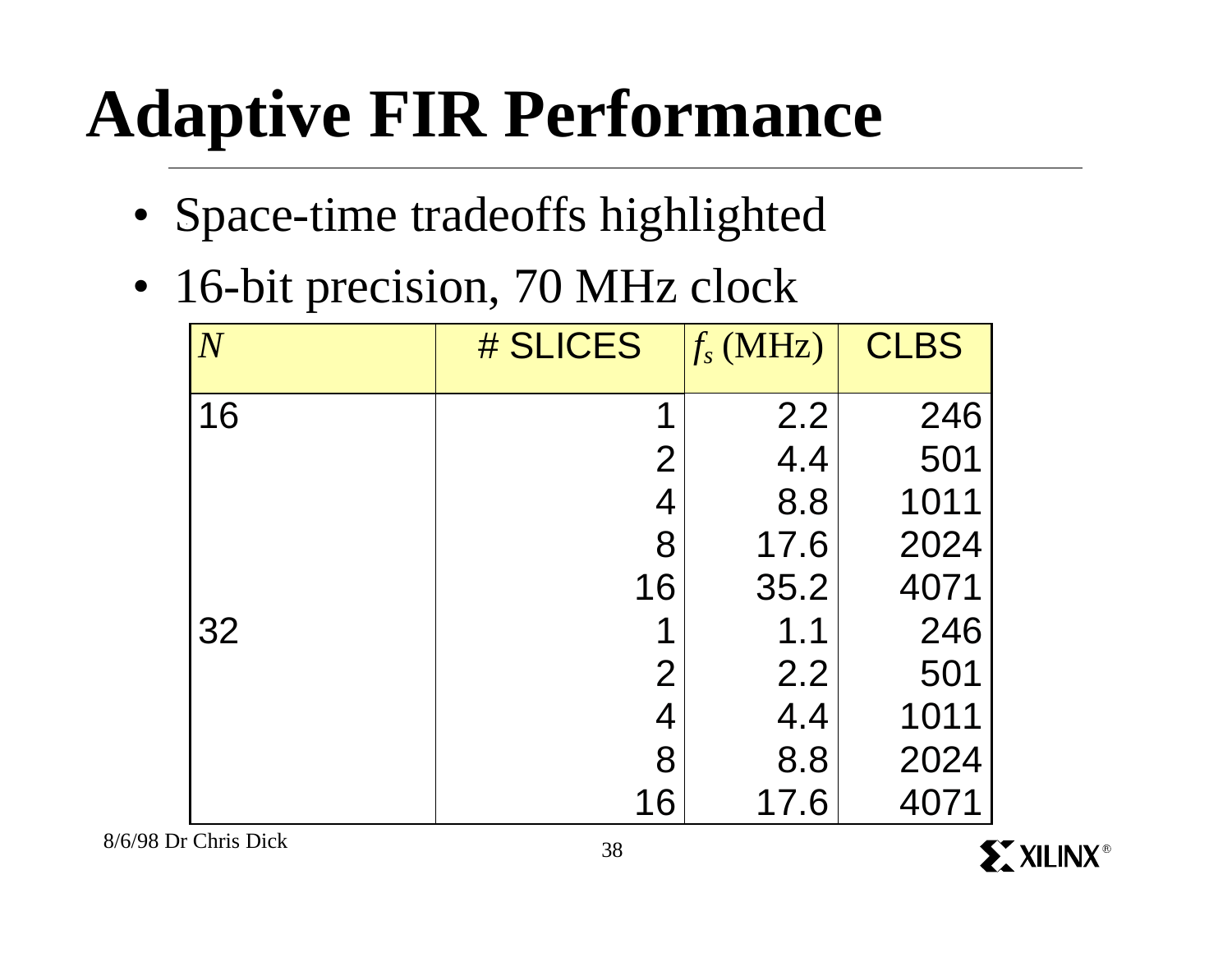# Adaptive FIR Performance

- Space-time tradeoffs highlighted
- 16-bit precision, 70 MHz clock

| $N$ | # SLICES | $f_s$ (MHz) | CLBS |
|---|---|---|---|
| 16 | 1 | 2.2 | 246 |
| | 2 | 4.4 | 501 |
| | 4 | 8.8 | 1011 |
| | 8 | 17.6 | 2024 |
| | 16 | 35.2 | 4071 |
| 32 | 1 | 1.1 | 246 |
| | 2 | 2.2 | 501 |
| | 4 | 4.4 | 1011 |
| | 8 | 8.8 | 2024 |
| | 16 | 17.6 | 4071 |

8/6/98 Dr Chris Dick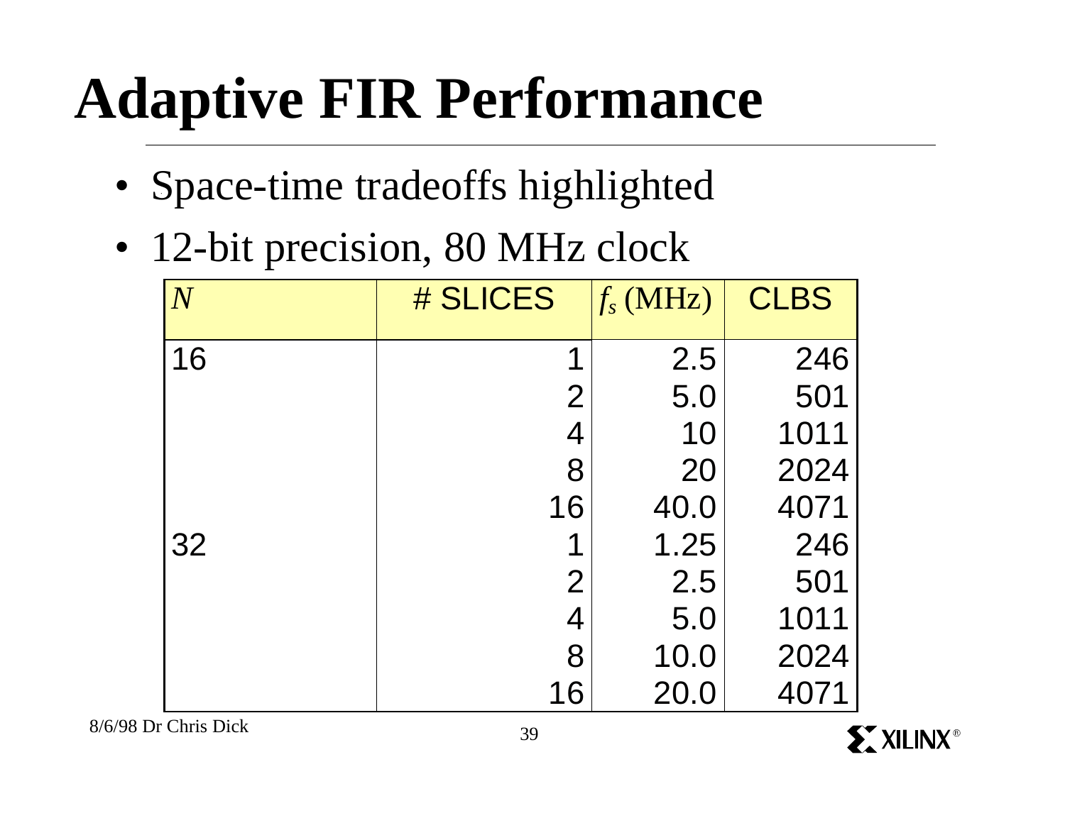# Adaptive FIR Performance

- Space-time tradeoffs highlighted
- 12-bit precision, 80 MHz clock

| $N$ | # SLICES | $f_s$ (MHz) | CLBS |
|---|---|---|---|
| 16 | 1 | 2.5 | 246 |
| | 2 | 5.0 | 501 |
| | 4 | 10 | 1011 |
| | 8 | 20 | 2024 |
| | 16 | 40.0 | 4071 |
| 32 | 1 | 1.25 | 246 |
| | 2 | 2.5 | 501 |
| | 4 | 5.0 | 1011 |
| | 8 | 10.0 | 2024 |
| | 16 | 20.0 | 4071 |

8/6/98 Dr Chris Dick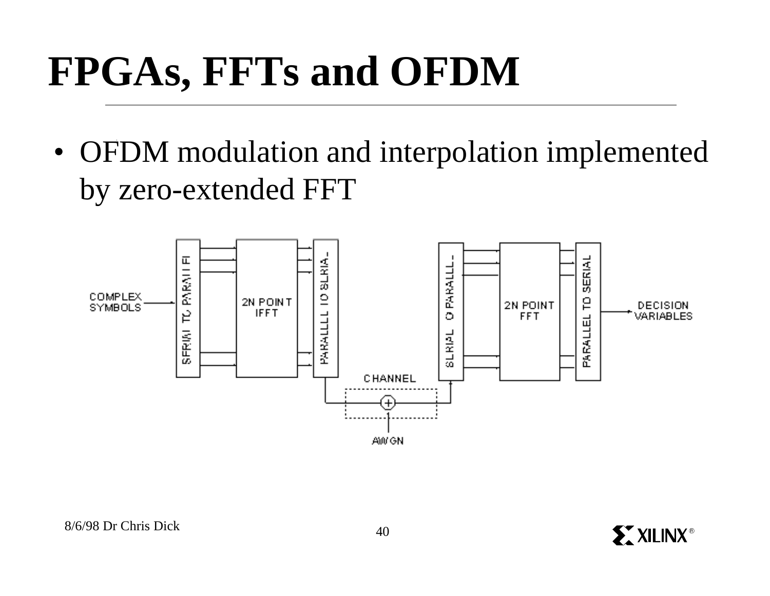# FPGAs, FFTs and OFDM

- OFDM modulation and interpolation implemented by zero-extended FFT

COMPLEX SYMBOLS → SERIAL TO PARALLEL → 2N POINT IFFT → PARALLEL TO SERIAL → CHANNEL (+ AWGN) → SERIAL TO PARALLEL → 2N POINT FFT → PARALLEL TO SERIAL → DECISION VARIABLES

8/6/98 Dr Chris Dick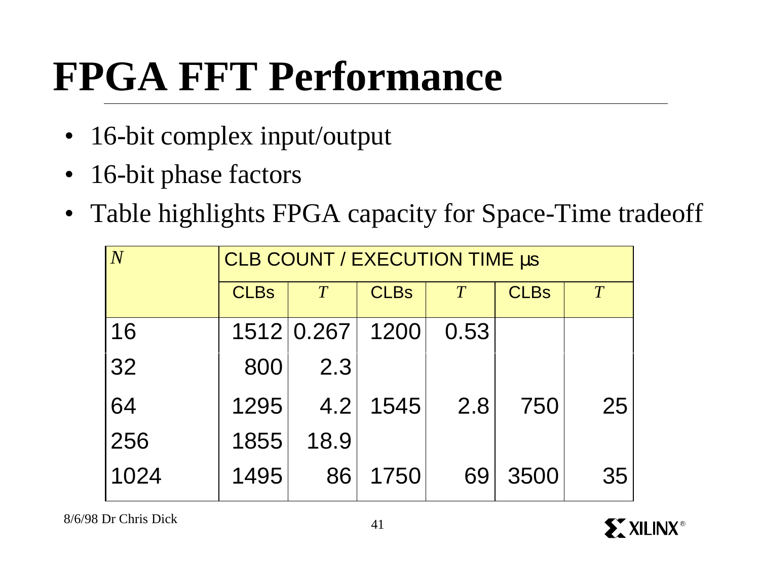# FPGA FFT Performance

- 16-bit complex input/output
- 16-bit phase factors
- Table highlights FPGA capacity for Space-Time tradeoff

| *N* | CLB COUNT / EXECUTION TIME µs | | | | | |
|---|---|---|---|---|---|---|
| | CLBs | *T* | CLBs | *T* | CLBs | *T* |
| 16 | 1512 | 0.267 | 1200 | 0.53 | | |
| 32 | 800 | 2.3 | | | | |
| 64 | 1295 | 4.2 | 1545 | 2.8 | 750 | 25 |
| 256 | 1855 | 18.9 | | | | |
| 1024 | 1495 | 86 | 1750 | 69 | 3500 | 35 |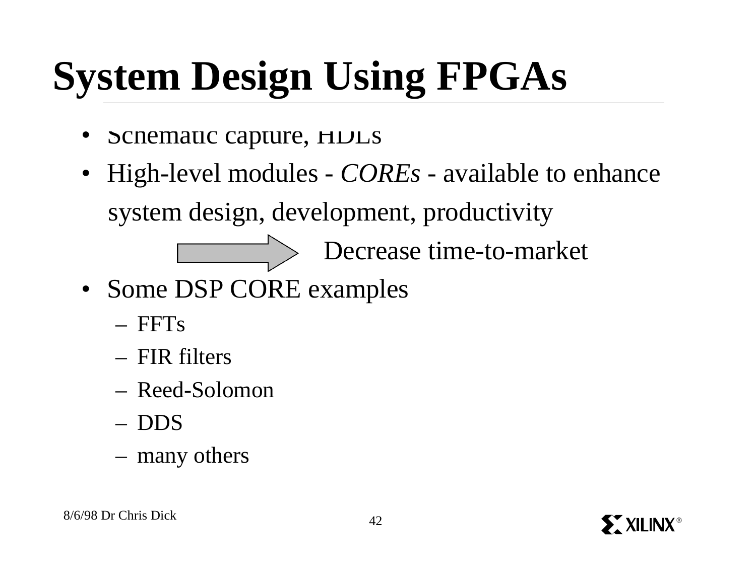# System Design Using FPGAs

- Schematic capture, HDLs
- High-level modules - *COREs* - available to enhance system design, development, productivity

  → Decrease time-to-market

- Some DSP CORE examples
  - FFTs
  - FIR filters
  - Reed-Solomon
  - DDS
  - many others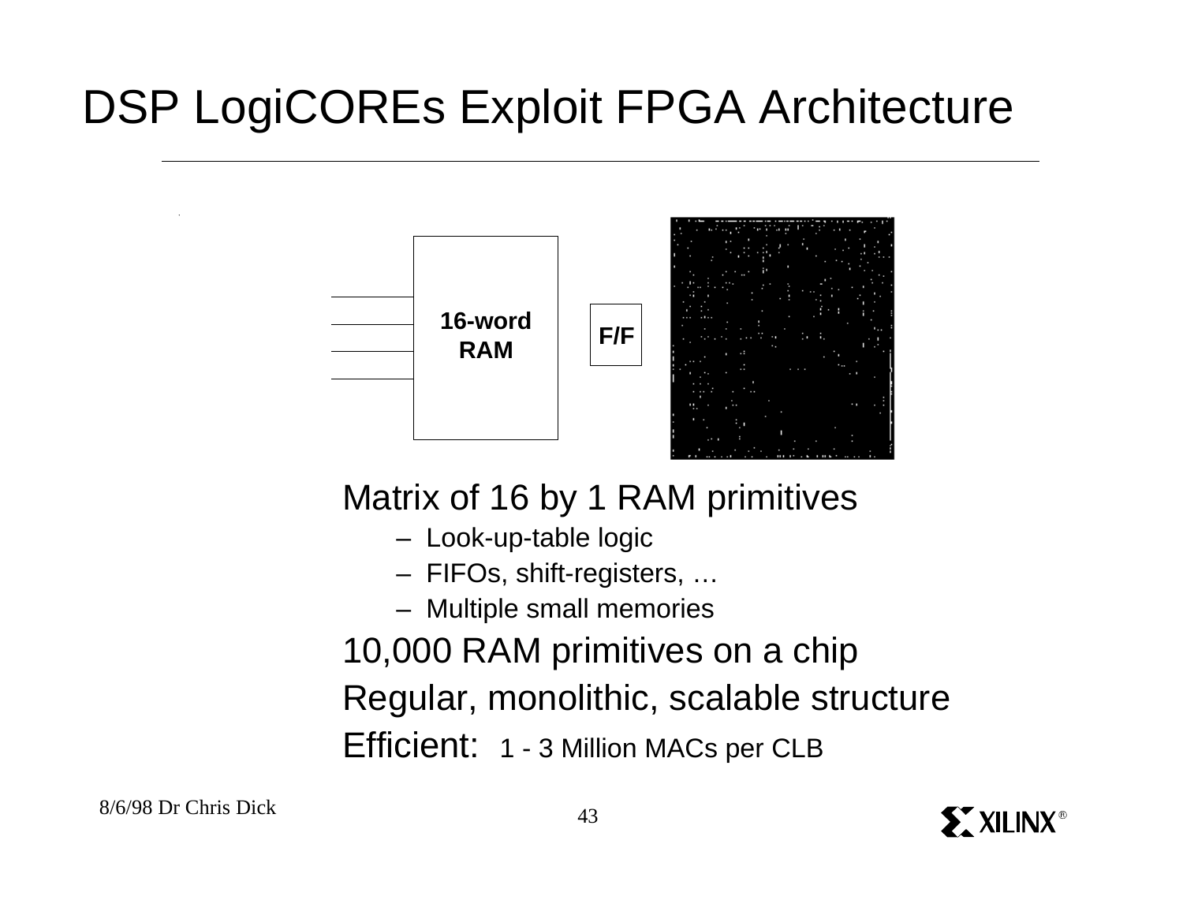# DSP LogiCOREs Exploit FPGA Architecture

16-word RAM

F/F

Matrix of 16 by 1 RAM primitives

- Look-up-table logic
- FIFOs, shift-registers, …
- Multiple small memories

10,000 RAM primitives on a chip

Regular, monolithic, scalable structure

Efficient: 1 - 3 Million MACs per CLB

8/6/98 Dr Chris Dick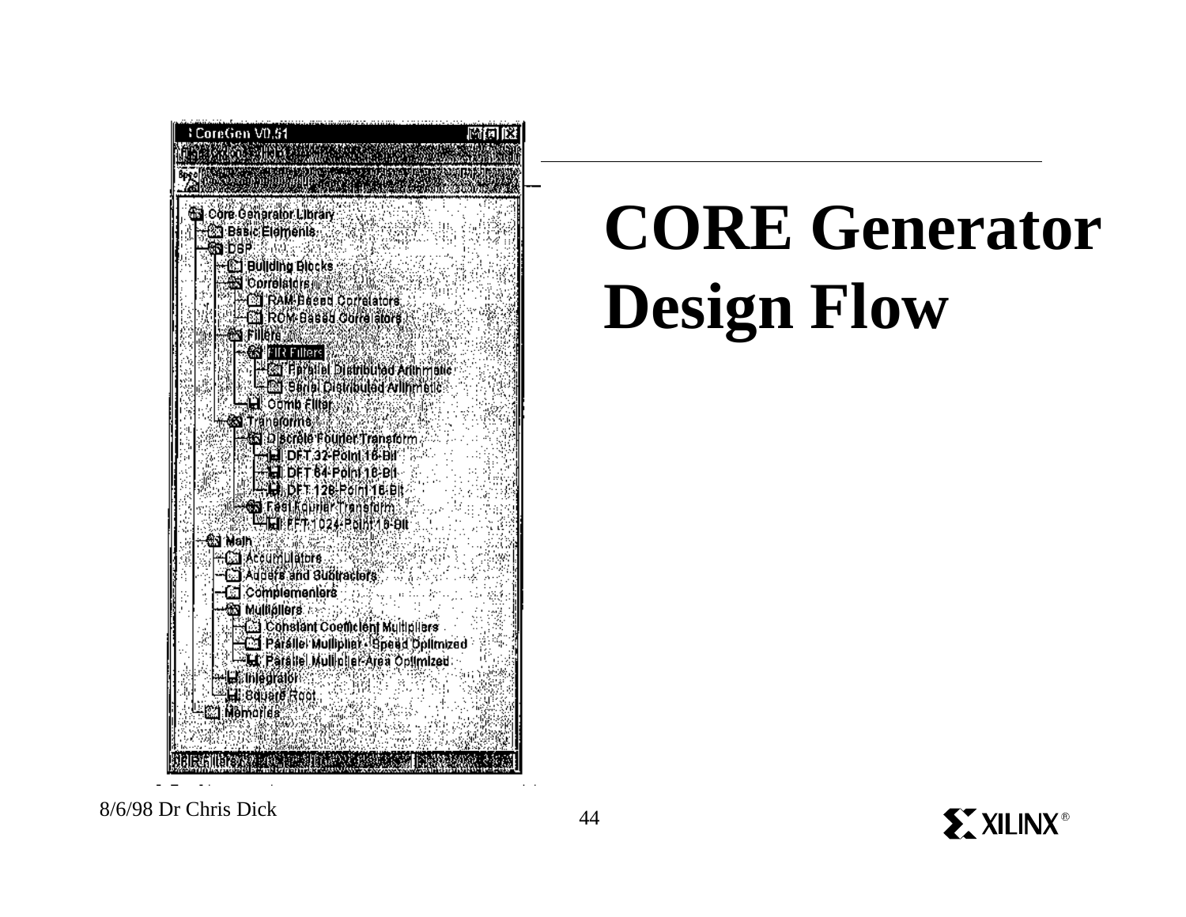# CORE Generator Design Flow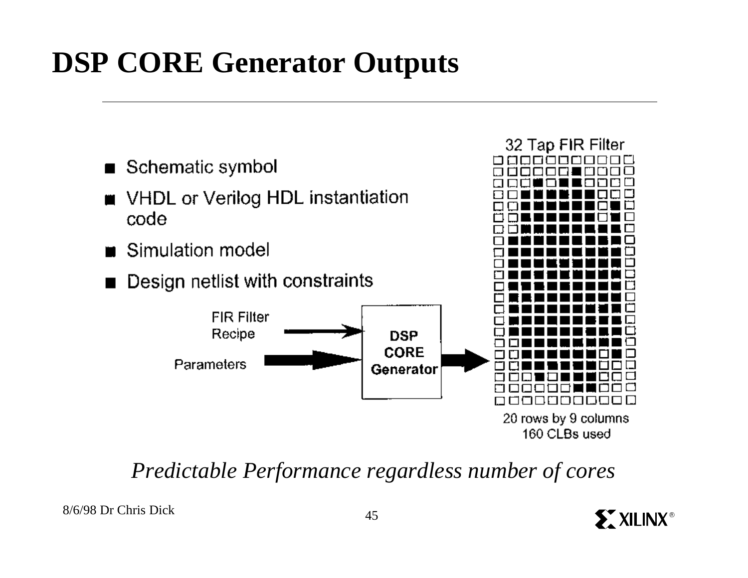# DSP CORE Generator Outputs

- Schematic symbol
- VHDL or Verilog HDL instantiation code
- Simulation model
- Design netlist with constraints

FIR Filter Recipe

Parameters

DSP CORE Generator

32 Tap FIR Filter

20 rows by 9 columns
160 CLBs used

*Predictable Performance regardless number of cores*

8/6/98 Dr Chris Dick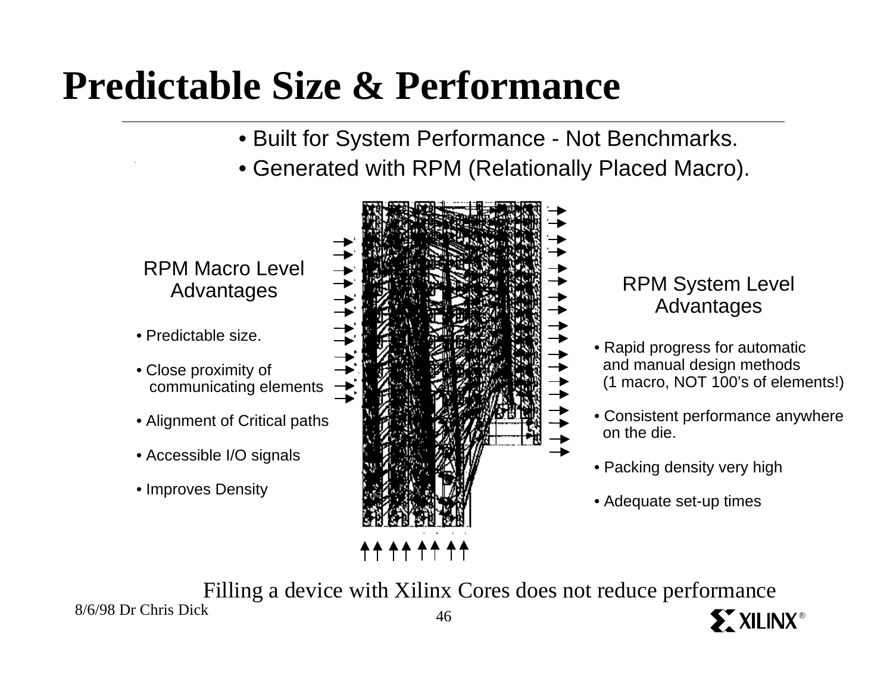# Predictable Size & Performance

- Built for System Performance - Not Benchmarks.
- Generated with RPM (Relationally Placed Macro).

## RPM Macro Level Advantages

- Predictable size.
- Close proximity of communicating elements
- Alignment of Critical paths
- Accessible I/O signals
- Improves Density

## RPM System Level Advantages

- Rapid progress for automatic and manual design methods (1 macro, NOT 100's of elements!)
- Consistent performance anywhere on the die.
- Packing density very high
- Adequate set-up times

Filling a device with Xilinx Cores does not reduce performance

8/6/98 Dr Chris Dick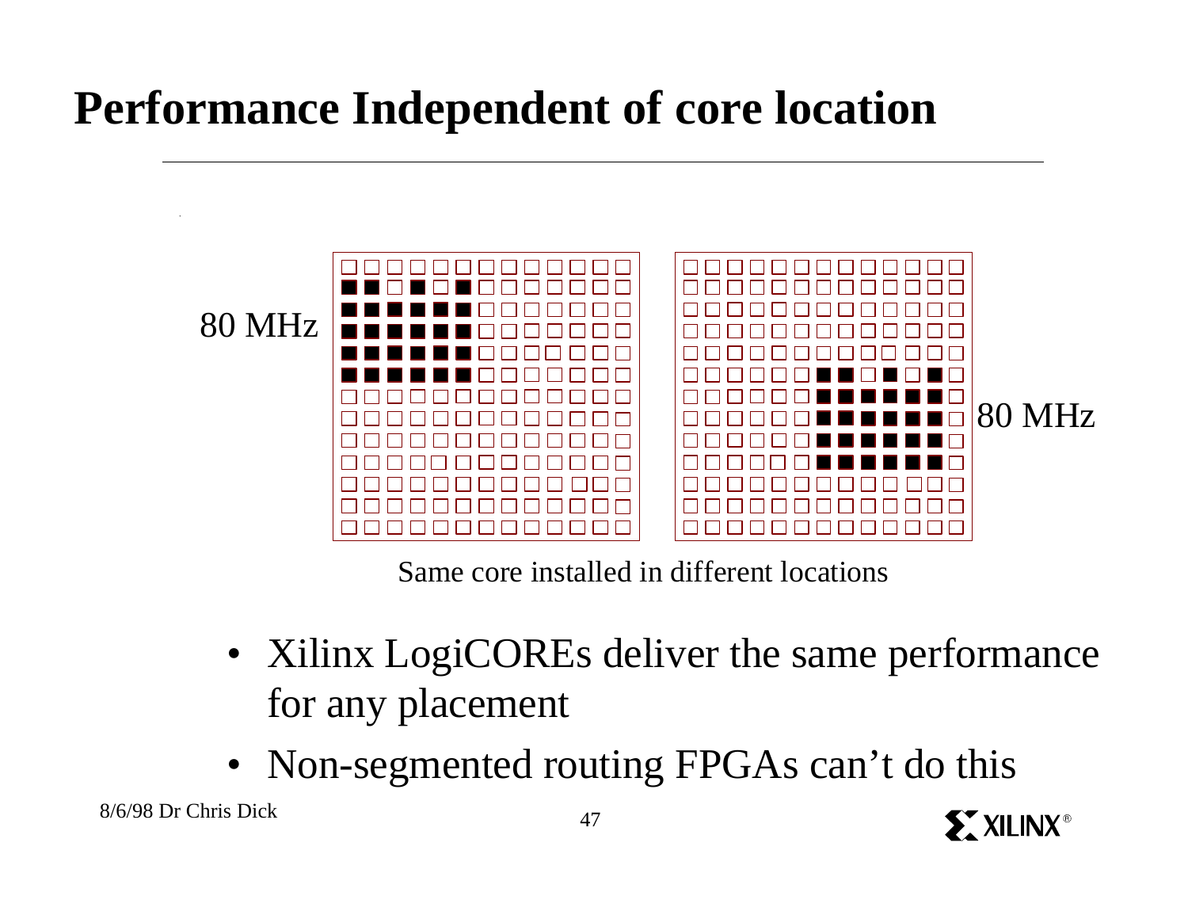# Performance Independent of core location

80 MHz

80 MHz

Same core installed in different locations

- Xilinx LogiCOREs deliver the same performance for any placement
- Non-segmented routing FPGAs can't do this

8/6/98 Dr Chris Dick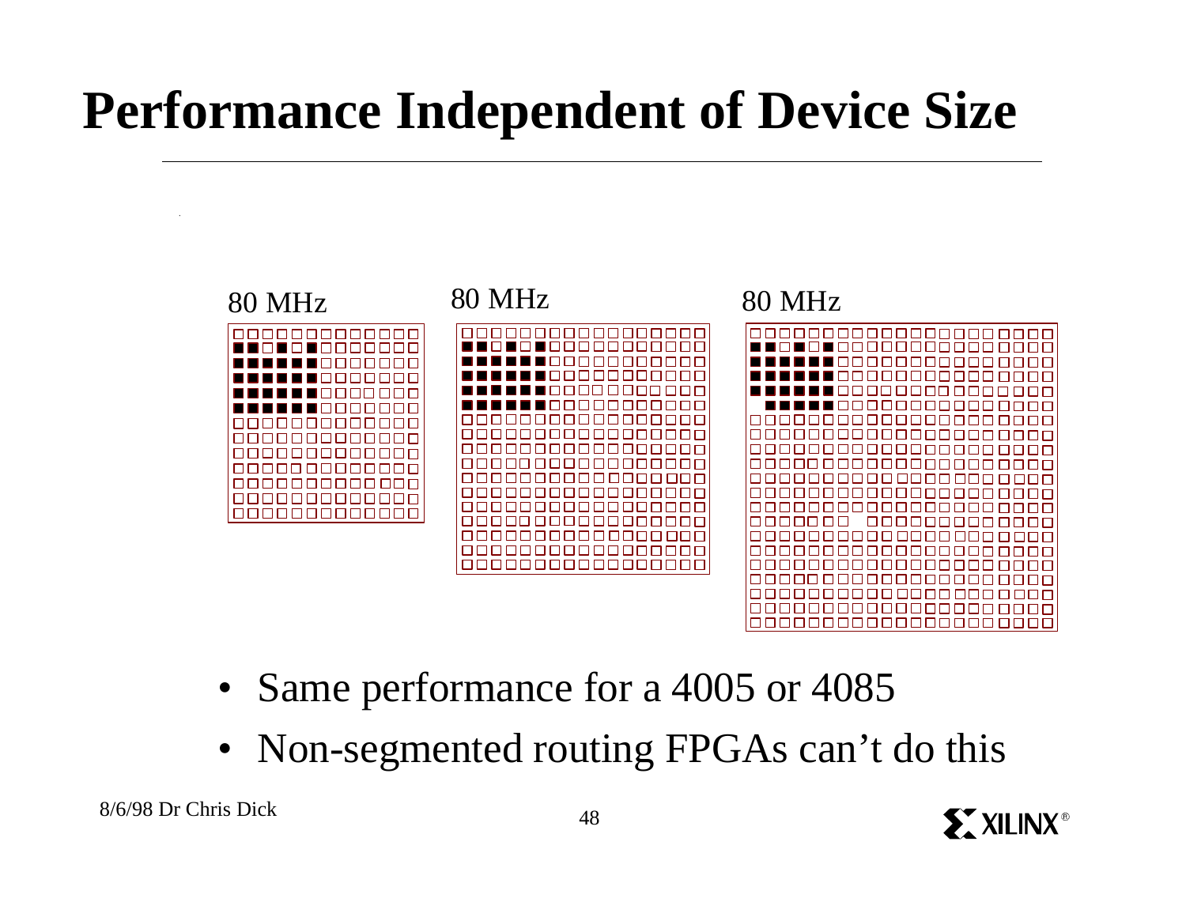# Performance Independent of Device Size

80 MHz

80 MHz

80 MHz

- Same performance for a 4005 or 4085
- Non-segmented routing FPGAs can't do this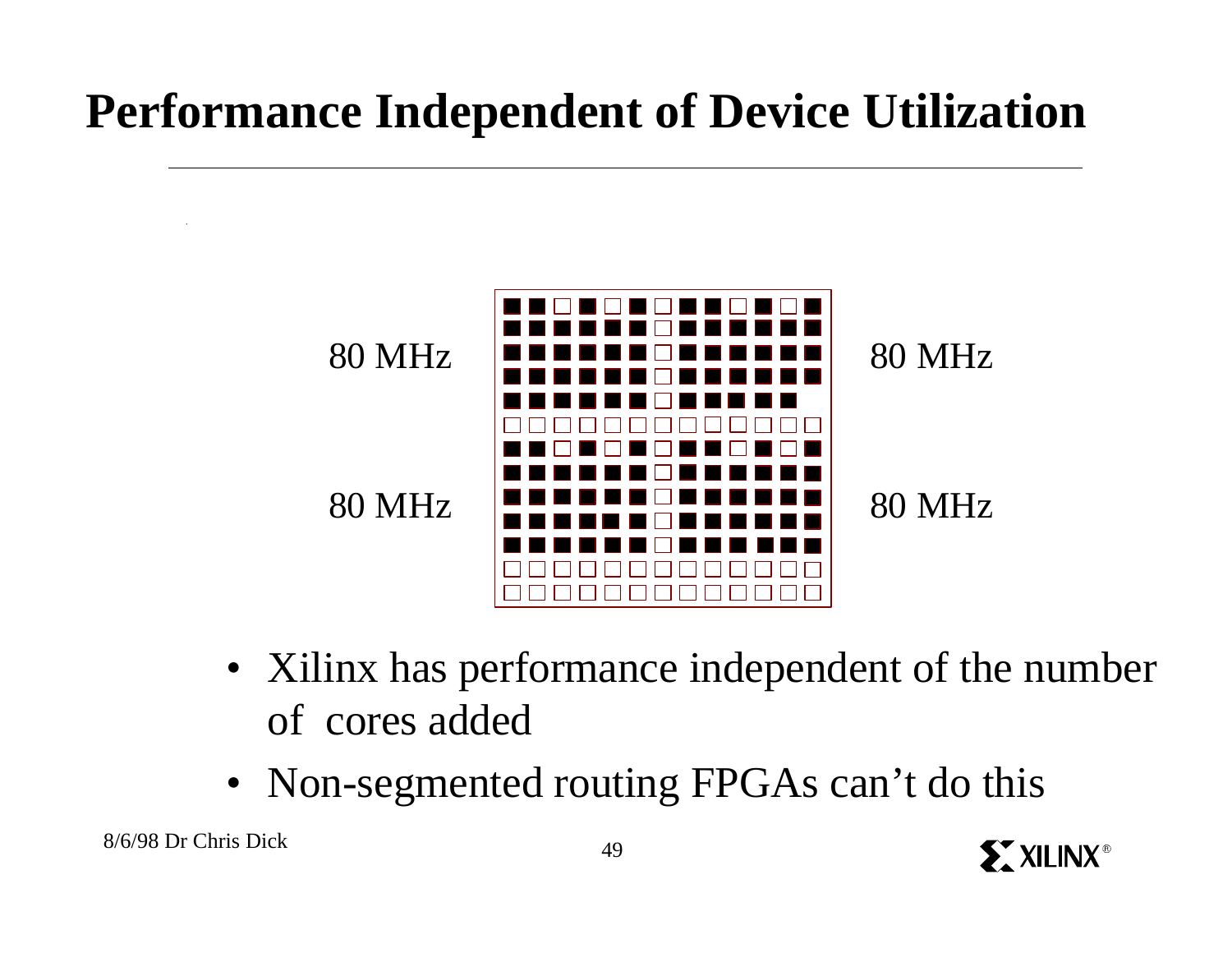# Performance Independent of Device Utilization

80 MHz 80 MHz

80 MHz 80 MHz

- Xilinx has performance independent of the number of cores added
- Non-segmented routing FPGAs can't do this

8/6/98 Dr Chris Dick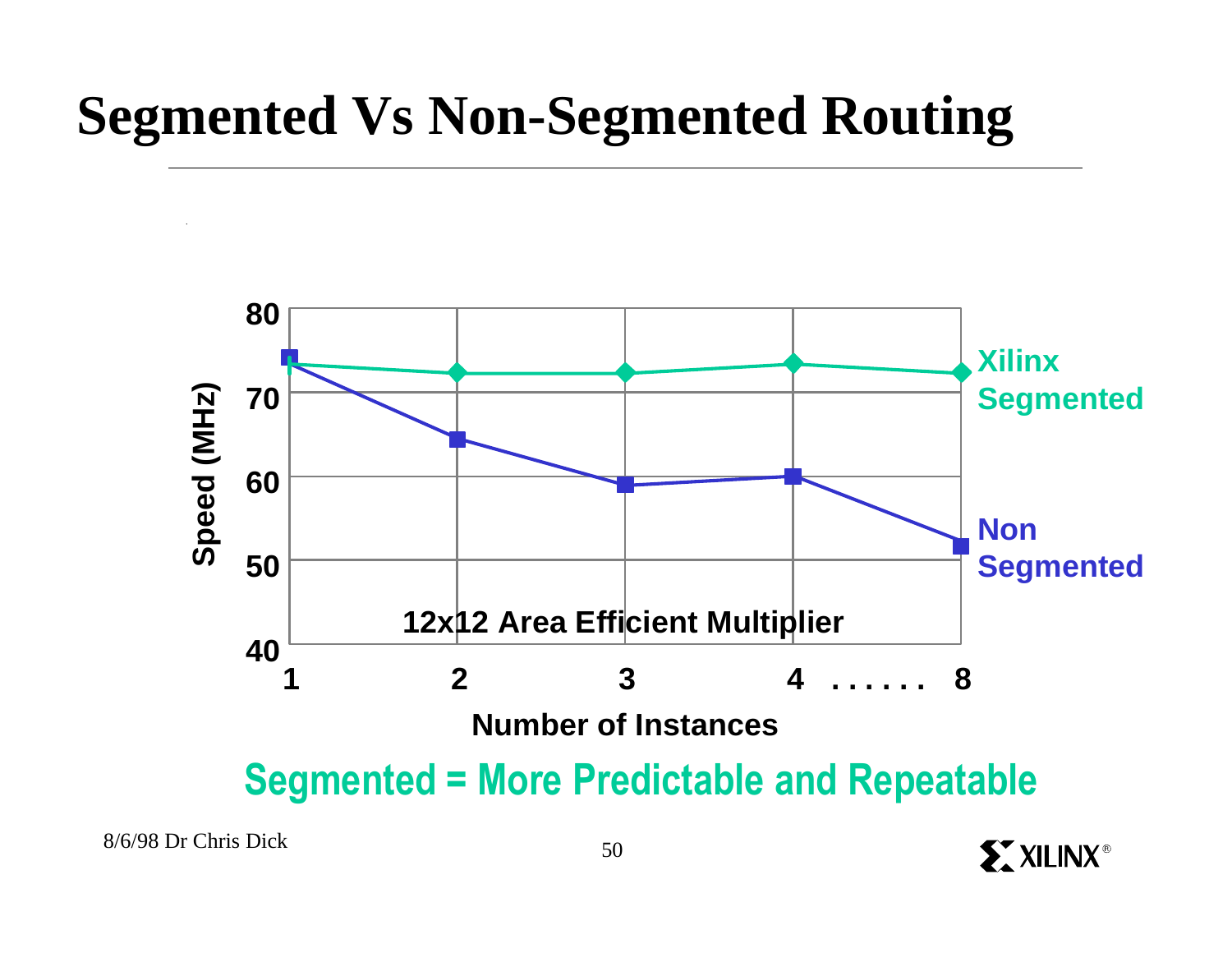# Segmented Vs Non-Segmented Routing

| Number of Instances | Xilinx Segmented Speed (MHz) | Non Segmented Speed (MHz) |
|---|---|---|
| 1 | ~73 | ~74 |
| 2 | ~72 | ~64 |
| 3 | ~72 | ~59 |
| 4 | ~73 | ~60 |
| 8 | ~72 | ~52 |

12x12 Area Efficient Multiplier

**Segmented = More Predictable and Repeatable**

8/6/98 Dr Chris Dick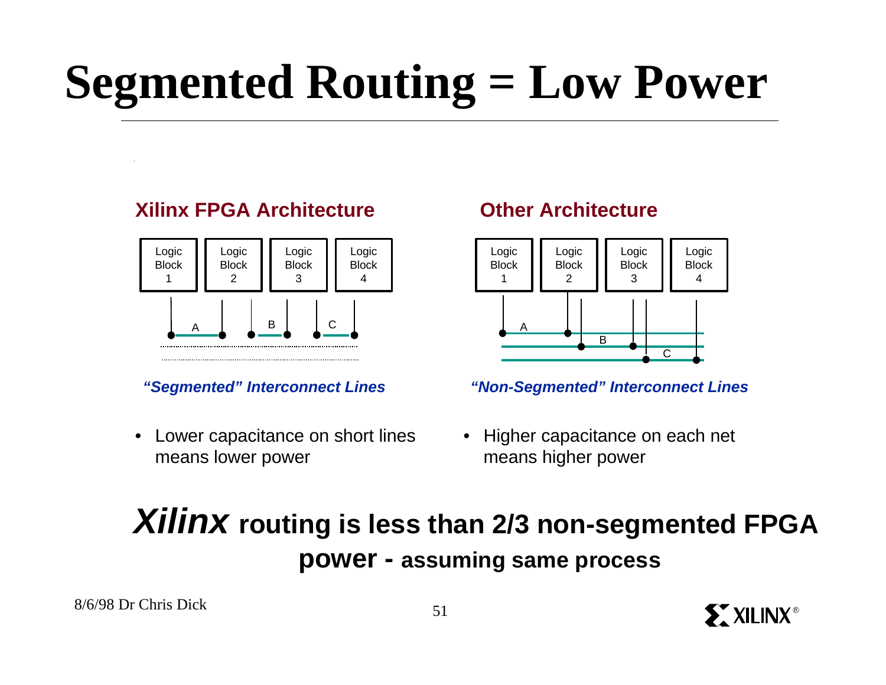# Segmented Routing = Low Power

### Xilinx FPGA Architecture

Logic Block 1 | Logic Block 2 | Logic Block 3 | Logic Block 4

A B C

***"Segmented" Interconnect Lines***

- Lower capacitance on short lines means lower power

### Other Architecture

Logic Block 1 | Logic Block 2 | Logic Block 3 | Logic Block 4

A B C

***"Non-Segmented" Interconnect Lines***

- Higher capacitance on each net means higher power

***Xilinx*** **routing is less than 2/3 non-segmented FPGA power - assuming same process**

8/6/98 Dr Chris Dick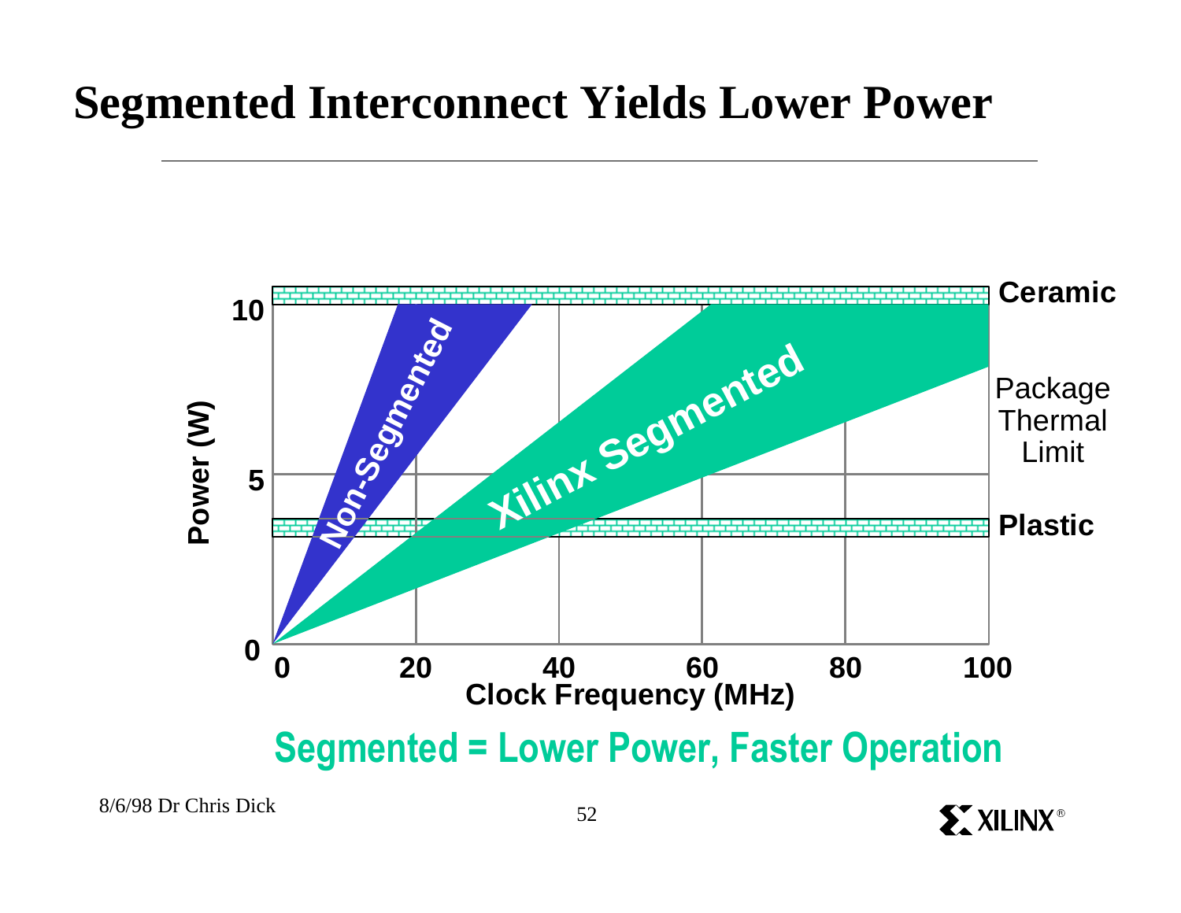# Segmented Interconnect Yields Lower Power

Segmented = Lower Power, Faster Operation

8/6/98 Dr Chris Dick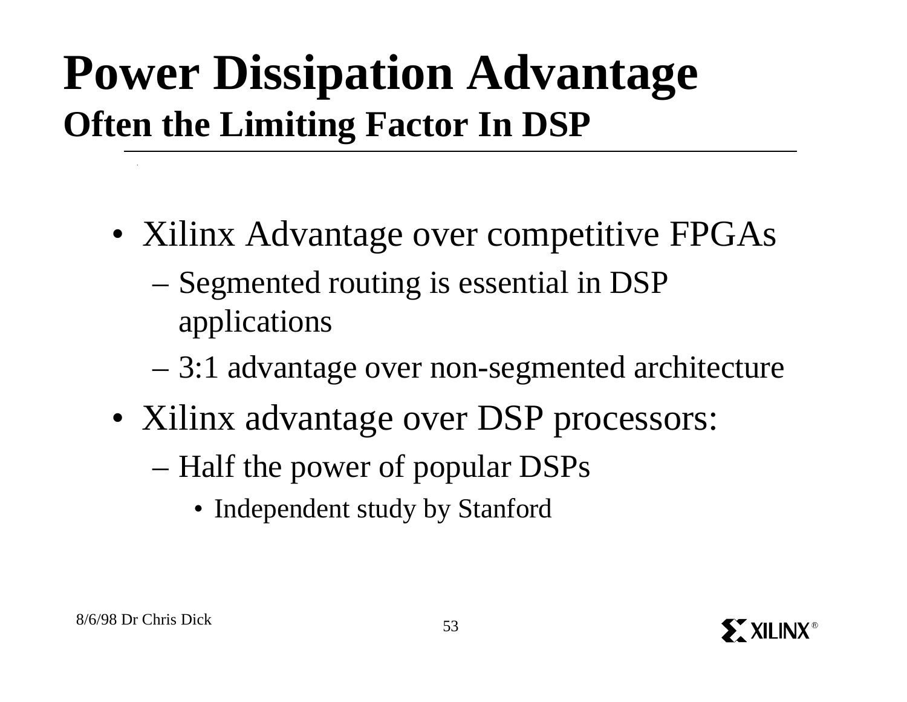# Power Dissipation Advantage

## Often the Limiting Factor In DSP

- Xilinx Advantage over competitive FPGAs
  - Segmented routing is essential in DSP applications
  - 3:1 advantage over non-segmented architecture
- Xilinx advantage over DSP processors:
  - Half the power of popular DSPs
    - Independent study by Stanford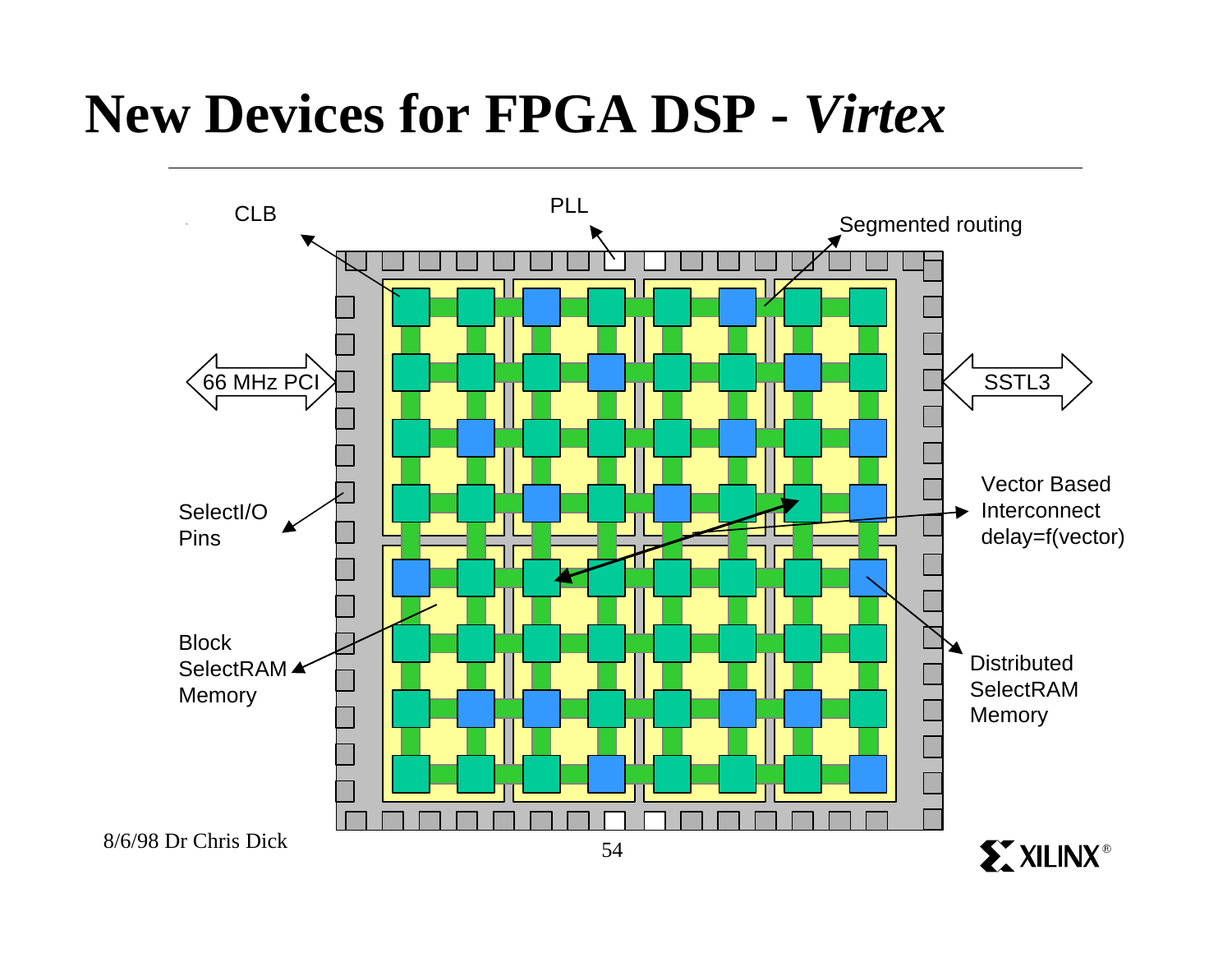# New Devices for FPGA DSP - *Virtex*

CLB

PLL

Segmented routing

66 MHz PCI

SSTL3

SelectI/O Pins

Vector Based Interconnect delay=f(vector)

Block SelectRAM Memory

Distributed SelectRAM Memory

8/6/98 Dr Chris Dick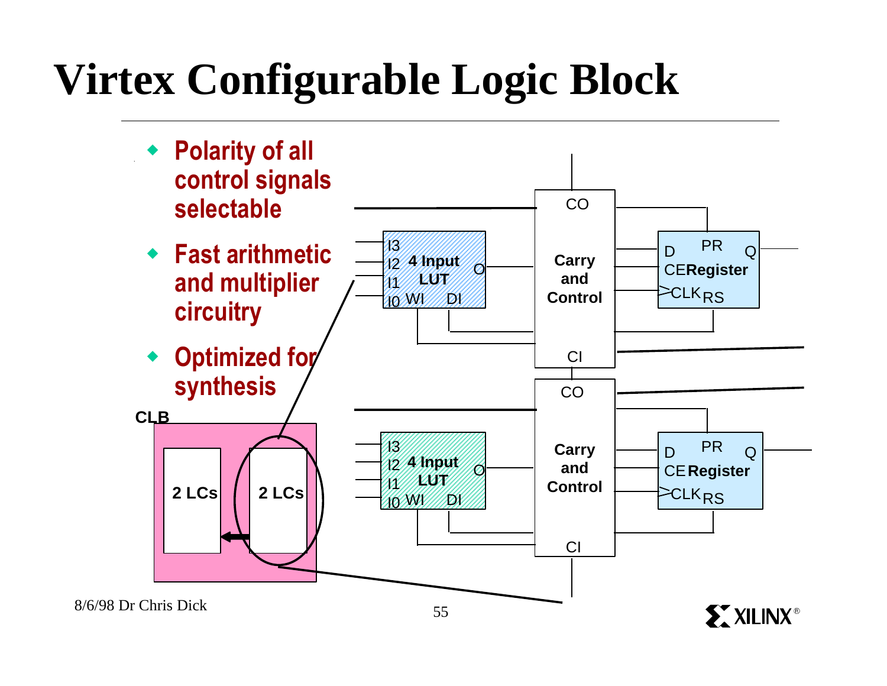# Virtex Configurable Logic Block

- Polarity of all control signals selectable
- Fast arithmetic and multiplier circuitry
- Optimized for synthesis

CLB

2 LCs

2 LCs

I3
I2
I1
I0

4 Input LUT

O

WI DI

CO

Carry and Control

CI

D PR Q
CE Register
CLK RS

I3
I2
I1
I0

4 Input LUT

O

WI DI

CO

Carry and Control

CI

D PR Q
CE Register
CLK RS

8/6/98 Dr Chris Dick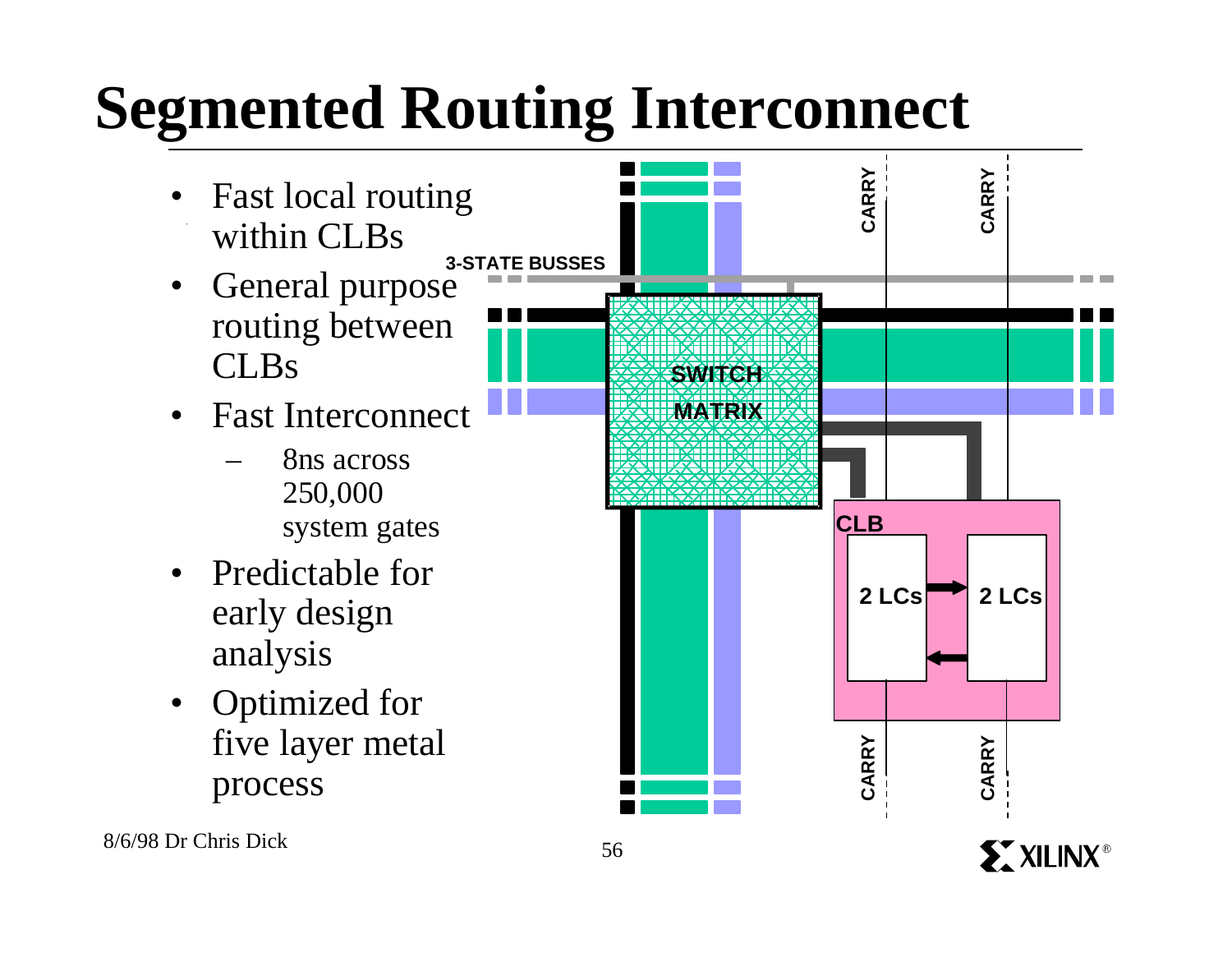# Segmented Routing Interconnect

- Fast local routing within CLBs
- General purpose routing between CLBs
- Fast Interconnect
  - 8ns across 250,000 system gates
- Predictable for early design analysis
- Optimized for five layer metal process

3-STATE BUSSES

SWITCH MATRIX

CARRY

CARRY

CLB

2 LCs

2 LCs

CARRY

CARRY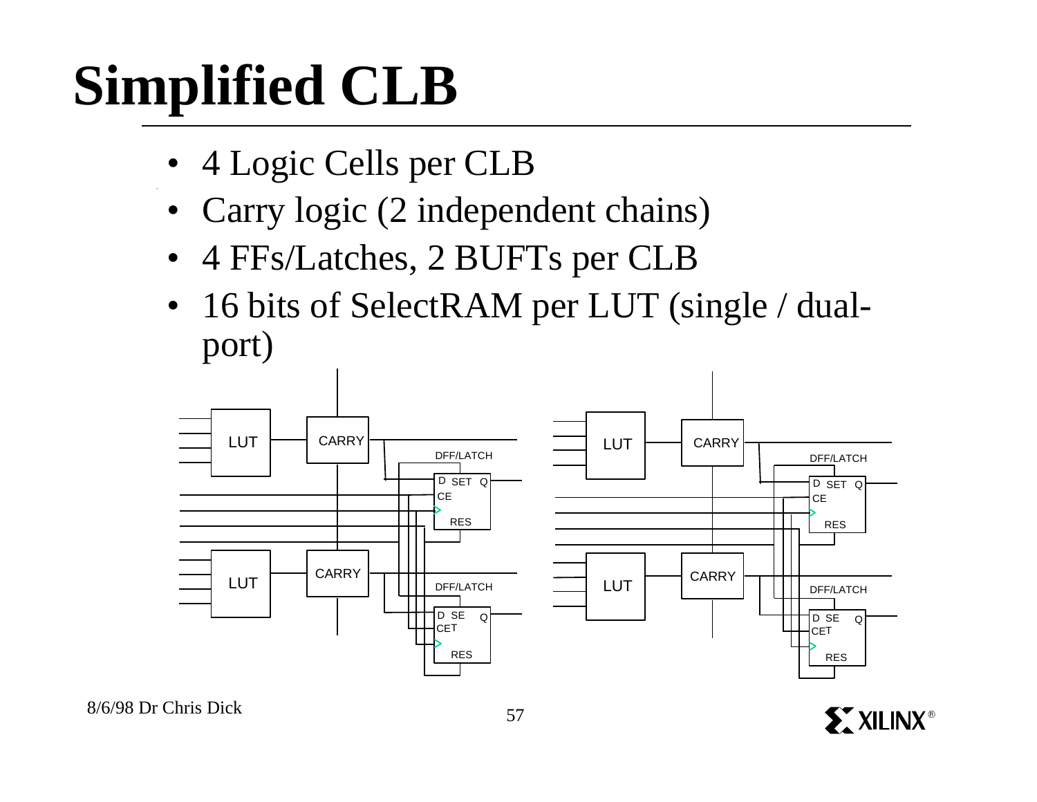# Simplified CLB

- 4 Logic Cells per CLB
- Carry logic (2 independent chains)
- 4 FFs/Latches, 2 BUFTs per CLB
- 16 bits of SelectRAM per LUT (single / dual-port)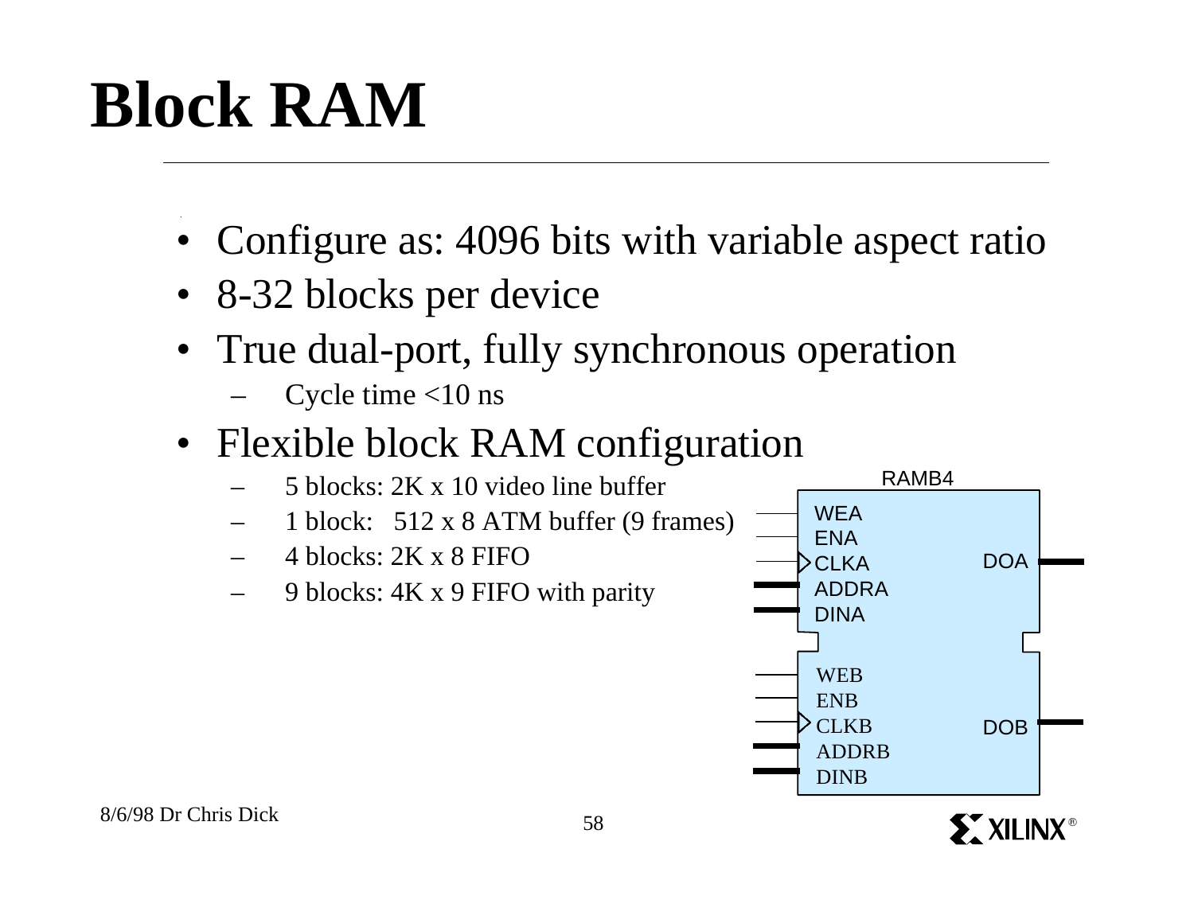# Block RAM

- Configure as: 4096 bits with variable aspect ratio
- 8-32 blocks per device
- True dual-port, fully synchronous operation
  - Cycle time <10 ns
- Flexible block RAM configuration
  - 5 blocks: 2K x 10 video line buffer
  - 1 block: 512 x 8 ATM buffer (9 frames)
  - 4 blocks: 2K x 8 FIFO
  - 9 blocks: 4K x 9 FIFO with parity

RAMB4

WEA
ENA
CLKA
ADDRA
DINA
DOA

WEB
ENB
CLKB
ADDRB
DINB
DOB

8/6/98 Dr Chris Dick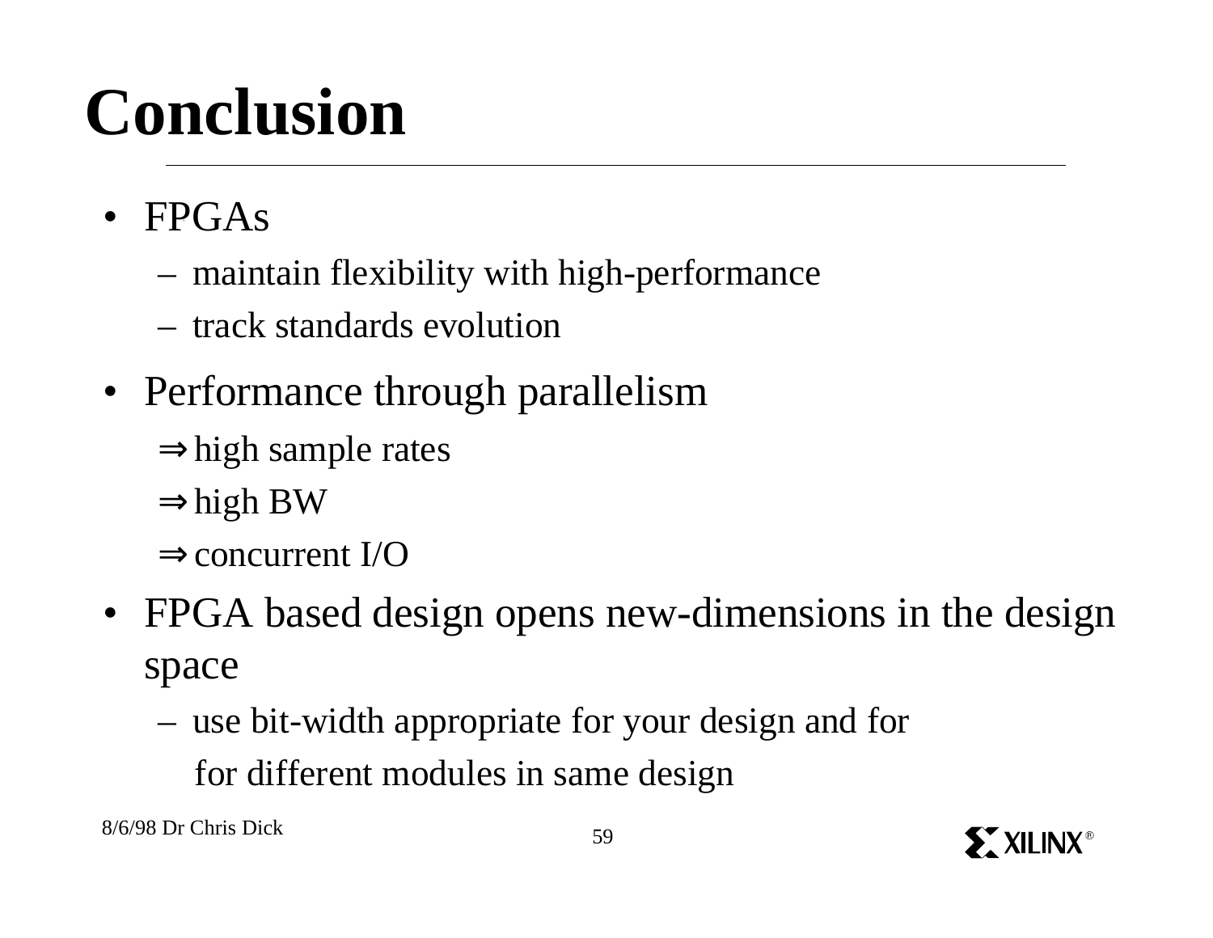# Conclusion

- FPGAs
  - maintain flexibility with high-performance
  - track standards evolution
- Performance through parallelism
  - ⇒ high sample rates
  - ⇒ high BW
  - ⇒ concurrent I/O
- FPGA based design opens new-dimensions in the design space
  - use bit-width appropriate for your design and for for different modules in same design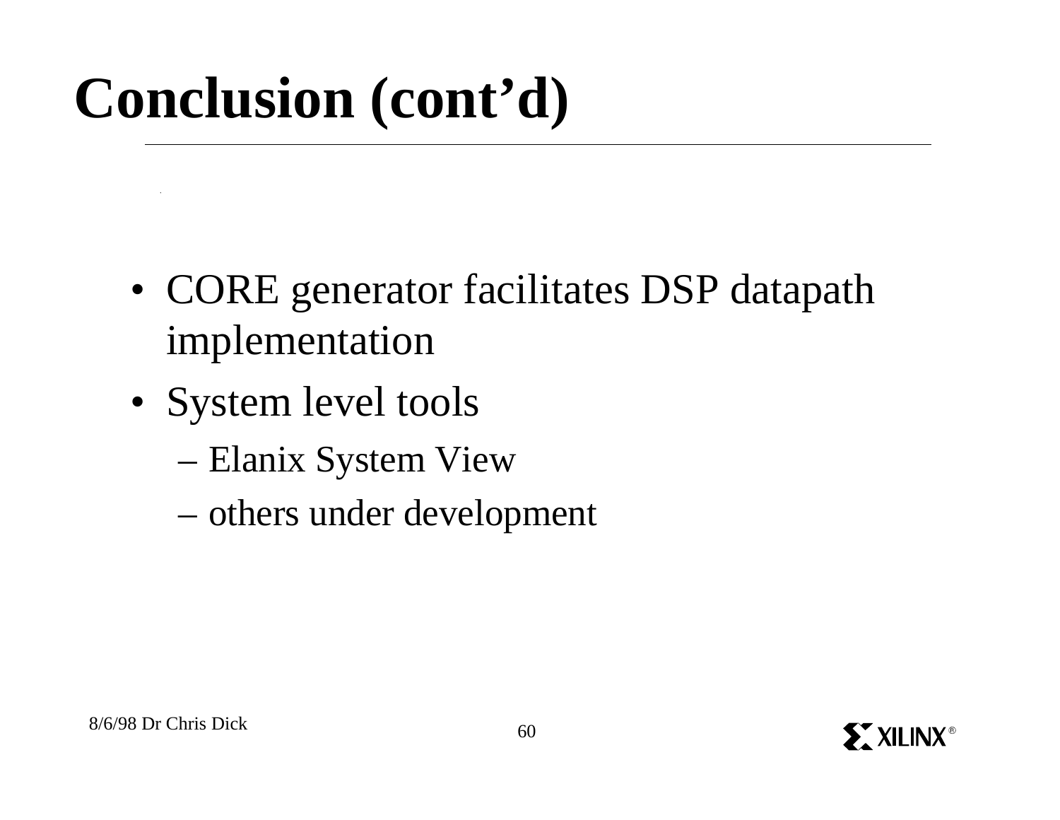# Conclusion (cont'd)

- CORE generator facilitates DSP datapath implementation
- System level tools
  - Elanix System View
  - others under development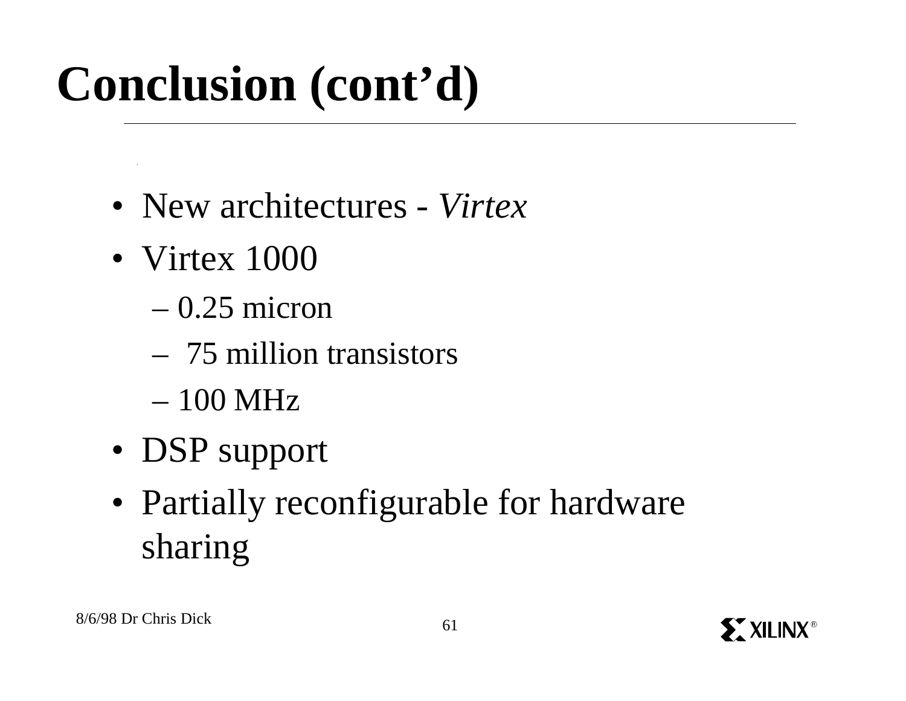# Conclusion (cont'd)

- New architectures - *Virtex*
- Virtex 1000
  - 0.25 micron
  - 75 million transistors
  - 100 MHz
- DSP support
- Partially reconfigurable for hardware sharing

8/6/98 Dr Chris Dick